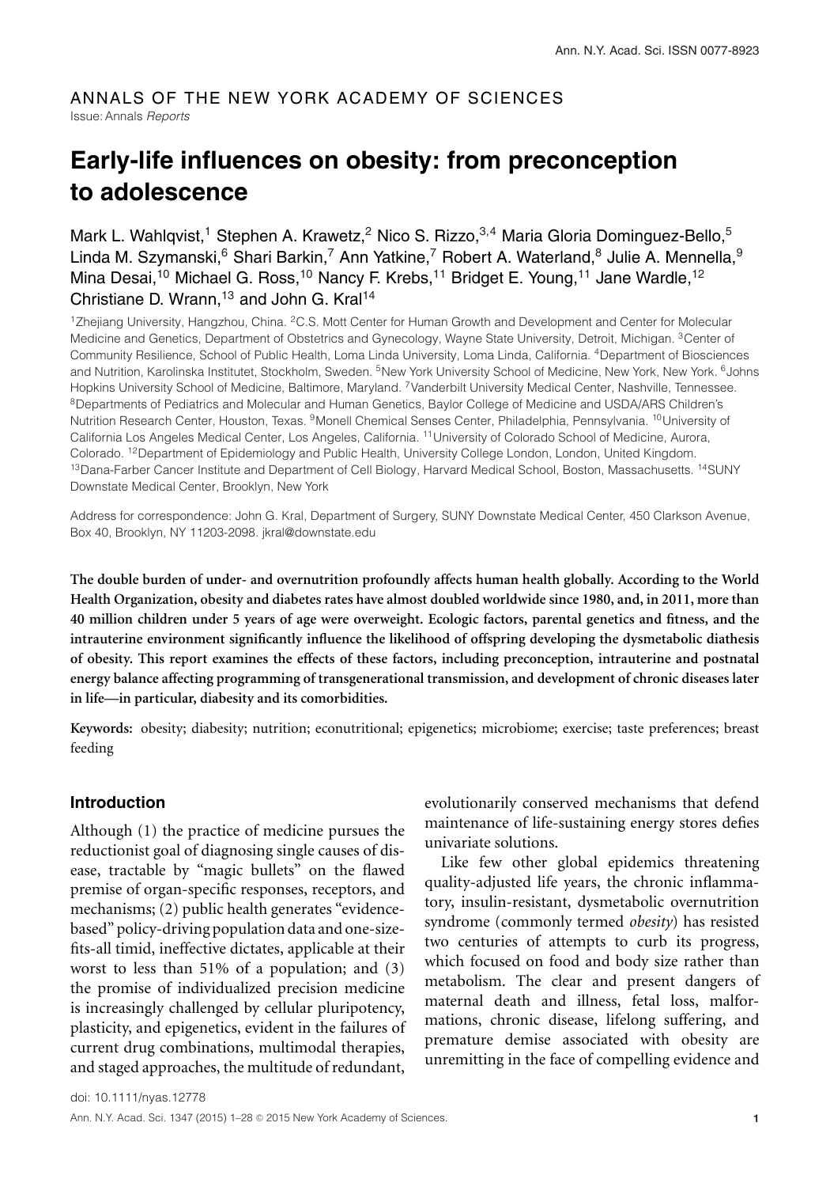ANNALS OF THE NEW YORK ACADEMY OF SCIENCES

Issue: *Annals Reports*

# Early-life influences on obesity: from preconception to adolescence

Mark L. Wahlqvist,[1] Stephen A. Krawetz,[2] Nico S. Rizzo,[3,4] Maria Gloria Dominguez-Bello,[5] Linda M. Szymanski,[6] Shari Barkin,[7] Ann Yatkine,[7] Robert A. Waterland,[8] Julie A. Mennella,[9] Mina Desai,[10] Michael G. Ross,[10] Nancy F. Krebs,[11] Bridget E. Young,[11] Jane Wardle,[12] Christiane D. Wrann,[13] and John G. Kral[14]

[1]Zhejiang University, Hangzhou, China. [2]C.S. Mott Center for Human Growth and Development and Center for Molecular Medicine and Genetics, Department of Obstetrics and Gynecology, Wayne State University, Detroit, Michigan. [3]Center of Community Resilience, School of Public Health, Loma Linda University, Loma Linda, California. [4]Department of Biosciences and Nutrition, Karolinska Institutet, Stockholm, Sweden. [5]New York University School of Medicine, New York, New York. [6]Johns Hopkins University School of Medicine, Baltimore, Maryland. [7]Vanderbilt University Medical Center, Nashville, Tennessee. [8]Departments of Pediatrics and Molecular and Human Genetics, Baylor College of Medicine and USDA/ARS Children's Nutrition Research Center, Houston, Texas. [9]Monell Chemical Senses Center, Philadelphia, Pennsylvania. [10]University of California Los Angeles Medical Center, Los Angeles, California. [11]University of Colorado School of Medicine, Aurora, Colorado. [12]Department of Epidemiology and Public Health, University College London, London, United Kingdom. [13]Dana-Farber Cancer Institute and Department of Cell Biology, Harvard Medical School, Boston, Massachusetts. [14]SUNY Downstate Medical Center, Brooklyn, New York

Address for correspondence: John G. Kral, Department of Surgery, SUNY Downstate Medical Center, 450 Clarkson Avenue, Box 40, Brooklyn, NY 11203-2098. jkral@downstate.edu

**The double burden of under- and overnutrition profoundly affects human health globally. According to the World Health Organization, obesity and diabetes rates have almost doubled worldwide since 1980, and, in 2011, more than 40 million children under 5 years of age were overweight. Ecologic factors, parental genetics and fitness, and the intrauterine environment significantly influence the likelihood of offspring developing the dysmetabolic diathesis of obesity. This report examines the effects of these factors, including preconception, intrauterine and postnatal energy balance affecting programming of transgenerational transmission, and development of chronic diseases later in life—in particular, diabesity and its comorbidities.**

**Keywords:** obesity; diabesity; nutrition; econutritional; epigenetics; microbiome; exercise; taste preferences; breast feeding

## Introduction

Although (1) the practice of medicine pursues the reductionist goal of diagnosing single causes of disease, tractable by "magic bullets" on the flawed premise of organ-specific responses, receptors, and mechanisms; (2) public health generates "evidence-based" policy-driving population data and one-size-fits-all timid, ineffective dictates, applicable at their worst to less than 51% of a population; and (3) the promise of individualized precision medicine is increasingly challenged by cellular pluripotency, plasticity, and epigenetics, evident in the failures of current drug combinations, multimodal therapies, and staged approaches, the multitude of redundant, evolutionarily conserved mechanisms that defend maintenance of life-sustaining energy stores defies univariate solutions.

Like few other global epidemics threatening quality-adjusted life years, the chronic inflammatory, insulin-resistant, dysmetabolic overnutrition syndrome (commonly termed *obesity*) has resisted two centuries of attempts to curb its progress, which focused on food and body size rather than metabolism. The clear and present dangers of maternal death and illness, fetal loss, malformations, chronic disease, lifelong suffering, and premature demise associated with obesity are unremitting in the face of compelling evidence and

doi: 10.1111/nyas.12778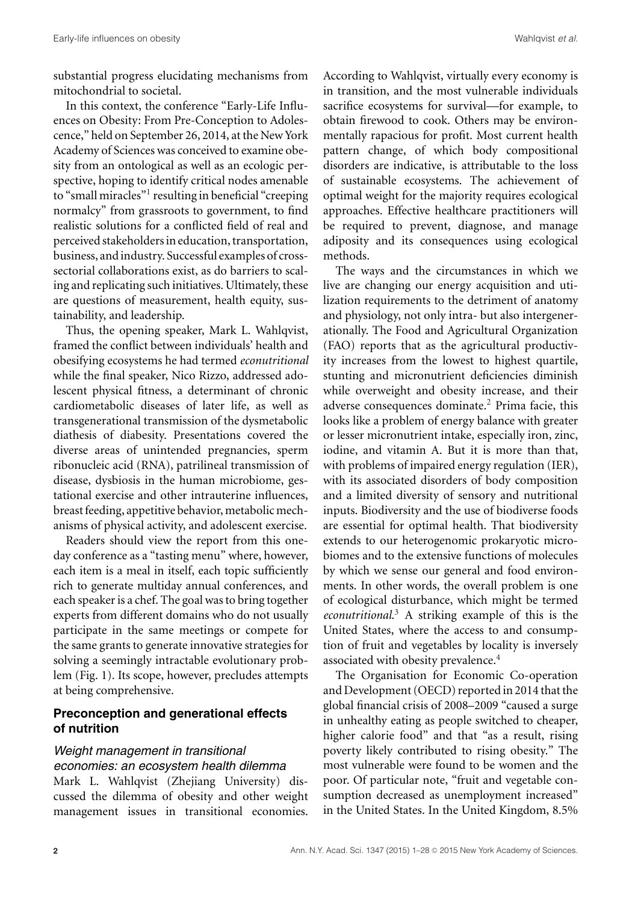substantial progress elucidating mechanisms from mitochondrial to societal.

In this context, the conference "Early-Life Influences on Obesity: From Pre-Conception to Adolescence," held on September 26, 2014, at the New York Academy of Sciences was conceived to examine obesity from an ontological as well as an ecologic perspective, hoping to identify critical nodes amenable to "small miracles"[1] resulting in beneficial "creeping normalcy" from grassroots to government, to find realistic solutions for a conflicted field of real and perceived stakeholders in education, transportation, business, and industry. Successful examples of cross-sectorial collaborations exist, as do barriers to scaling and replicating such initiatives. Ultimately, these are questions of measurement, health equity, sustainability, and leadership.

Thus, the opening speaker, Mark L. Wahlqvist, framed the conflict between individuals' health and obesifying ecosystems he had termed *econutritional* while the final speaker, Nico Rizzo, addressed adolescent physical fitness, a determinant of chronic cardiometabolic diseases of later life, as well as transgenerational transmission of the dysmetabolic diathesis of diabesity. Presentations covered the diverse areas of unintended pregnancies, sperm ribonucleic acid (RNA), patrilineal transmission of disease, dysbiosis in the human microbiome, gestational exercise and other intrauterine influences, breast feeding, appetitive behavior, metabolic mechanisms of physical activity, and adolescent exercise.

Readers should view the report from this one-day conference as a "tasting menu" where, however, each item is a meal in itself, each topic sufficiently rich to generate multiday annual conferences, and each speaker is a chef. The goal was to bring together experts from different domains who do not usually participate in the same meetings or compete for the same grants to generate innovative strategies for solving a seemingly intractable evolutionary problem (Fig. 1). Its scope, however, precludes attempts at being comprehensive.

## Preconception and generational effects of nutrition

### *Weight management in transitional economies: an ecosystem health dilemma*

Mark L. Wahlqvist (Zhejiang University) discussed the dilemma of obesity and other weight management issues in transitional economies. According to Wahlqvist, virtually every economy is in transition, and the most vulnerable individuals sacrifice ecosystems for survival—for example, to obtain firewood to cook. Others may be environmentally rapacious for profit. Most current health pattern change, of which body compositional disorders are indicative, is attributable to the loss of sustainable ecosystems. The achievement of optimal weight for the majority requires ecological approaches. Effective healthcare practitioners will be required to prevent, diagnose, and manage adiposity and its consequences using ecological methods.

The ways and the circumstances in which we live are changing our energy acquisition and utilization requirements to the detriment of anatomy and physiology, not only intra- but also intergenerationally. The Food and Agricultural Organization (FAO) reports that as the agricultural productivity increases from the lowest to highest quartile, stunting and micronutrient deficiencies diminish while overweight and obesity increase, and their adverse consequences dominate.[2] Prima facie, this looks like a problem of energy balance with greater or lesser micronutrient intake, especially iron, zinc, iodine, and vitamin A. But it is more than that, with problems of impaired energy regulation (IER), with its associated disorders of body composition and a limited diversity of sensory and nutritional inputs. Biodiversity and the use of biodiverse foods are essential for optimal health. That biodiversity extends to our heterogenomic prokaryotic microbiomes and to the extensive functions of molecules by which we sense our general and food environments. In other words, the overall problem is one of ecological disturbance, which might be termed *econutritional*.[3] A striking example of this is the United States, where the access to and consumption of fruit and vegetables by locality is inversely associated with obesity prevalence.[4]

The Organisation for Economic Co-operation and Development (OECD) reported in 2014 that the global financial crisis of 2008–2009 "caused a surge in unhealthy eating as people switched to cheaper, higher calorie food" and that "as a result, rising poverty likely contributed to rising obesity." The most vulnerable were found to be women and the poor. Of particular note, "fruit and vegetable consumption decreased as unemployment increased" in the United States. In the United Kingdom, 8.5%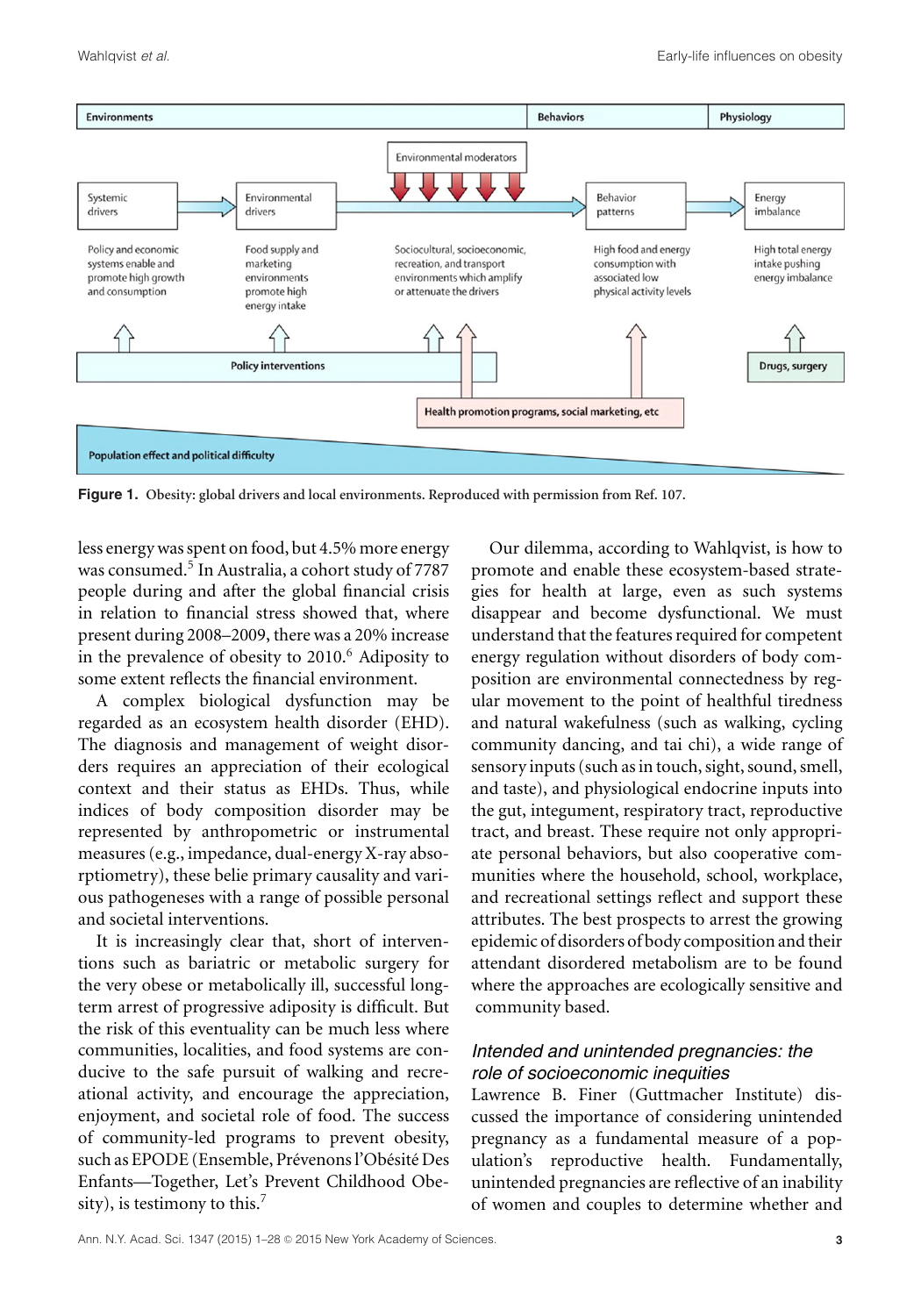**Figure 1.** Obesity: global drivers and local environments. Reproduced with permission from Ref. 107.

less energy was spent on food, but 4.5% more energy was consumed.[5] In Australia, a cohort study of 7787 people during and after the global financial crisis in relation to financial stress showed that, where present during 2008–2009, there was a 20% increase in the prevalence of obesity to 2010.[6] Adiposity to some extent reflects the financial environment.

A complex biological dysfunction may be regarded as an ecosystem health disorder (EHD). The diagnosis and management of weight disorders requires an appreciation of their ecological context and their status as EHDs. Thus, while indices of body composition disorder may be represented by anthropometric or instrumental measures (e.g., impedance, dual-energy X-ray absorptiometry), these belie primary causality and various pathogeneses with a range of possible personal and societal interventions.

It is increasingly clear that, short of interventions such as bariatric or metabolic surgery for the very obese or metabolically ill, successful long-term arrest of progressive adiposity is difficult. But the risk of this eventuality can be much less where communities, localities, and food systems are conducive to the safe pursuit of walking and recreational activity, and encourage the appreciation, enjoyment, and societal role of food. The success of community-led programs to prevent obesity, such as EPODE (Ensemble, Prévenons l'Obésité Des Enfants—Together, Let's Prevent Childhood Obesity), is testimony to this.[7]

Our dilemma, according to Wahlqvist, is how to promote and enable these ecosystem-based strategies for health at large, even as such systems disappear and become dysfunctional. We must understand that the features required for competent energy regulation without disorders of body composition are environmental connectedness by regular movement to the point of healthful tiredness and natural wakefulness (such as walking, cycling community dancing, and tai chi), a wide range of sensory inputs (such as in touch, sight, sound, smell, and taste), and physiological endocrine inputs into the gut, integument, respiratory tract, reproductive tract, and breast. These require not only appropriate personal behaviors, but also cooperative communities where the household, school, workplace, and recreational settings reflect and support these attributes. The best prospects to arrest the growing epidemic of disorders of body composition and their attendant disordered metabolism are to be found where the approaches are ecologically sensitive and community based.

### *Intended and unintended pregnancies: the role of socioeconomic inequities*

Lawrence B. Finer (Guttmacher Institute) discussed the importance of considering unintended pregnancy as a fundamental measure of a population's reproductive health. Fundamentally, unintended pregnancies are reflective of an inability of women and couples to determine whether and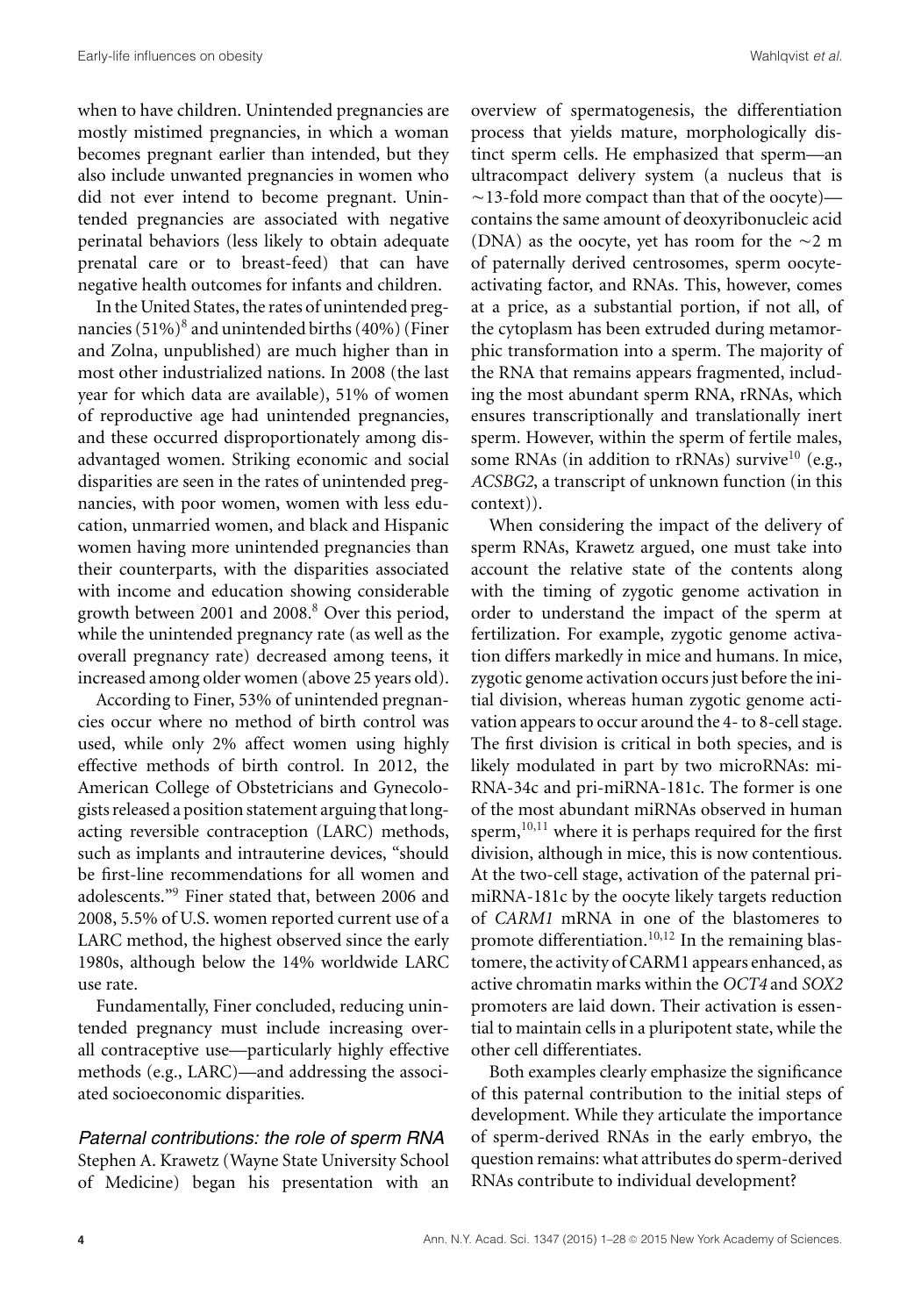when to have children. Unintended pregnancies are mostly mistimed pregnancies, in which a woman becomes pregnant earlier than intended, but they also include unwanted pregnancies in women who did not ever intend to become pregnant. Unintended pregnancies are associated with negative perinatal behaviors (less likely to obtain adequate prenatal care or to breast-feed) that can have negative health outcomes for infants and children.

In the United States, the rates of unintended pregnancies (51%)[8] and unintended births (40%) (Finer and Zolna, unpublished) are much higher than in most other industrialized nations. In 2008 (the last year for which data are available), 51% of women of reproductive age had unintended pregnancies, and these occurred disproportionately among disadvantaged women. Striking economic and social disparities are seen in the rates of unintended pregnancies, with poor women, women with less education, unmarried women, and black and Hispanic women having more unintended pregnancies than their counterparts, with the disparities associated with income and education showing considerable growth between 2001 and 2008.[8] Over this period, while the unintended pregnancy rate (as well as the overall pregnancy rate) decreased among teens, it increased among older women (above 25 years old).

According to Finer, 53% of unintended pregnancies occur where no method of birth control was used, while only 2% affect women using highly effective methods of birth control. In 2012, the American College of Obstetricians and Gynecologists released a position statement arguing that long-acting reversible contraception (LARC) methods, such as implants and intrauterine devices, "should be first-line recommendations for all women and adolescents."[9] Finer stated that, between 2006 and 2008, 5.5% of U.S. women reported current use of a LARC method, the highest observed since the early 1980s, although below the 14% worldwide LARC use rate.

Fundamentally, Finer concluded, reducing unintended pregnancy must include increasing overall contraceptive use—particularly highly effective methods (e.g., LARC)—and addressing the associated socioeconomic disparities.

### *Paternal contributions: the role of sperm RNA*

Stephen A. Krawetz (Wayne State University School of Medicine) began his presentation with an overview of spermatogenesis, the differentiation process that yields mature, morphologically distinct sperm cells. He emphasized that sperm—an ultracompact delivery system (a nucleus that is ~13-fold more compact than that of the oocyte)—contains the same amount of deoxyribonucleic acid (DNA) as the oocyte, yet has room for the ~2 m of paternally derived centrosomes, sperm oocyte-activating factor, and RNAs. This, however, comes at a price, as a substantial portion, if not all, of the cytoplasm has been extruded during metamorphic transformation into a sperm. The majority of the RNA that remains appears fragmented, including the most abundant sperm RNA, rRNAs, which ensures transcriptionally and translationally inert sperm. However, within the sperm of fertile males, some RNAs (in addition to rRNAs) survive[10] (e.g., *ACSBG2*, a transcript of unknown function (in this context)).

When considering the impact of the delivery of sperm RNAs, Krawetz argued, one must take into account the relative state of the contents along with the timing of zygotic genome activation in order to understand the impact of the sperm at fertilization. For example, zygotic genome activation differs markedly in mice and humans. In mice, zygotic genome activation occurs just before the initial division, whereas human zygotic genome activation appears to occur around the 4- to 8-cell stage. The first division is critical in both species, and is likely modulated in part by two microRNAs: miRNA-34c and pri-miRNA-181c. The former is one of the most abundant miRNAs observed in human sperm,[10,11] where it is perhaps required for the first division, although in mice, this is now contentious. At the two-cell stage, activation of the paternal pri-miRNA-181c by the oocyte likely targets reduction of *CARM1* mRNA in one of the blastomeres to promote differentiation.[10,12] In the remaining blastomere, the activity of CARM1 appears enhanced, as active chromatin marks within the *OCT4* and *SOX2* promoters are laid down. Their activation is essential to maintain cells in a pluripotent state, while the other cell differentiates.

Both examples clearly emphasize the significance of this paternal contribution to the initial steps of development. While they articulate the importance of sperm-derived RNAs in the early embryo, the question remains: what attributes do sperm-derived RNAs contribute to individual development?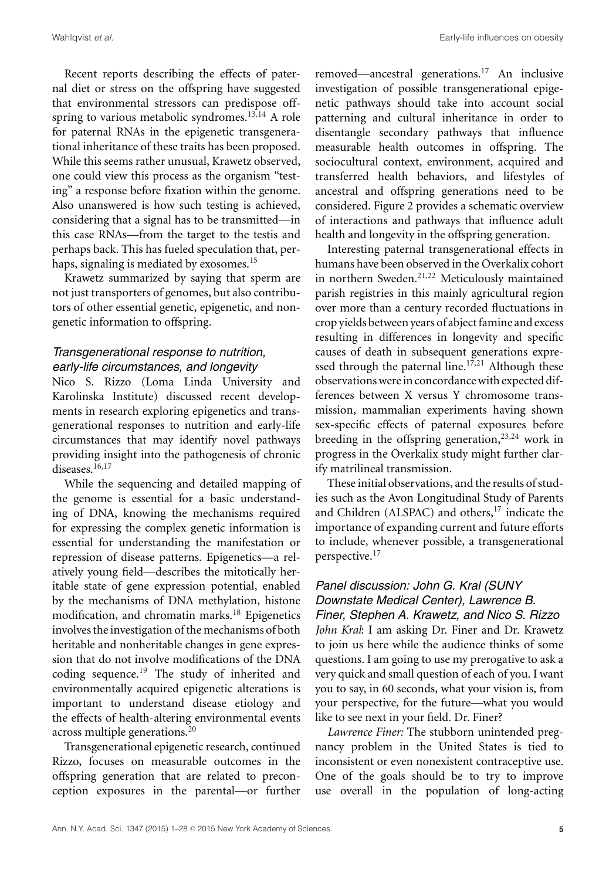Recent reports describing the effects of paternal diet or stress on the offspring have suggested that environmental stressors can predispose offspring to various metabolic syndromes.[13,14] A role for paternal RNAs in the epigenetic transgenerational inheritance of these traits has been proposed. While this seems rather unusual, Krawetz observed, one could view this process as the organism "testing" a response before fixation within the genome. Also unanswered is how such testing is achieved, considering that a signal has to be transmitted—in this case RNAs—from the target to the testis and perhaps back. This has fueled speculation that, perhaps, signaling is mediated by exosomes.[15]

Krawetz summarized by saying that sperm are not just transporters of genomes, but also contributors of other essential genetic, epigenetic, and nongenetic information to offspring.

### *Transgenerational response to nutrition, early-life circumstances, and longevity*

Nico S. Rizzo (Loma Linda University and Karolinska Institute) discussed recent developments in research exploring epigenetics and transgenerational responses to nutrition and early-life circumstances that may identify novel pathways providing insight into the pathogenesis of chronic diseases.[16,17]

While the sequencing and detailed mapping of the genome is essential for a basic understanding of DNA, knowing the mechanisms required for expressing the complex genetic information is essential for understanding the manifestation or repression of disease patterns. Epigenetics—a relatively young field—describes the mitotically heritable state of gene expression potential, enabled by the mechanisms of DNA methylation, histone modification, and chromatin marks.[18] Epigenetics involves the investigation of the mechanisms of both heritable and nonheritable changes in gene expression that do not involve modifications of the DNA coding sequence.[19] The study of inherited and environmentally acquired epigenetic alterations is important to understand disease etiology and the effects of health-altering environmental events across multiple generations.[20]

Transgenerational epigenetic research, continued Rizzo, focuses on measurable outcomes in the offspring generation that are related to preconception exposures in the parental—or further removed—ancestral generations.[17] An inclusive investigation of possible transgenerational epigenetic pathways should take into account social patterning and cultural inheritance in order to disentangle secondary pathways that influence measurable health outcomes in offspring. The sociocultural context, environment, acquired and transferred health behaviors, and lifestyles of ancestral and offspring generations need to be considered. Figure 2 provides a schematic overview of interactions and pathways that influence adult health and longevity in the offspring generation.

Interesting paternal transgenerational effects in humans have been observed in the Överkalix cohort in northern Sweden.[21,22] Meticulously maintained parish registries in this mainly agricultural region over more than a century recorded fluctuations in crop yields between years of abject famine and excess resulting in differences in longevity and specific causes of death in subsequent generations expressed through the paternal line.[17,21] Although these observations were in concordance with expected differences between X versus Y chromosome transmission, mammalian experiments having shown sex-specific effects of paternal exposures before breeding in the offspring generation,[23,24] work in progress in the Överkalix study might further clarify matrilineal transmission.

These initial observations, and the results of studies such as the Avon Longitudinal Study of Parents and Children (ALSPAC) and others,[17] indicate the importance of expanding current and future efforts to include, whenever possible, a transgenerational perspective.[17]

### *Panel discussion: John G. Kral (SUNY Downstate Medical Center), Lawrence B. Finer, Stephen A. Krawetz, and Nico S. Rizzo*

*John Kral*: I am asking Dr. Finer and Dr. Krawetz to join us here while the audience thinks of some questions. I am going to use my prerogative to ask a very quick and small question of each of you. I want you to say, in 60 seconds, what your vision is, from your perspective, for the future—what you would like to see next in your field. Dr. Finer?

*Lawrence Finer:* The stubborn unintended pregnancy problem in the United States is tied to inconsistent or even nonexistent contraceptive use. One of the goals should be to try to improve use overall in the population of long-acting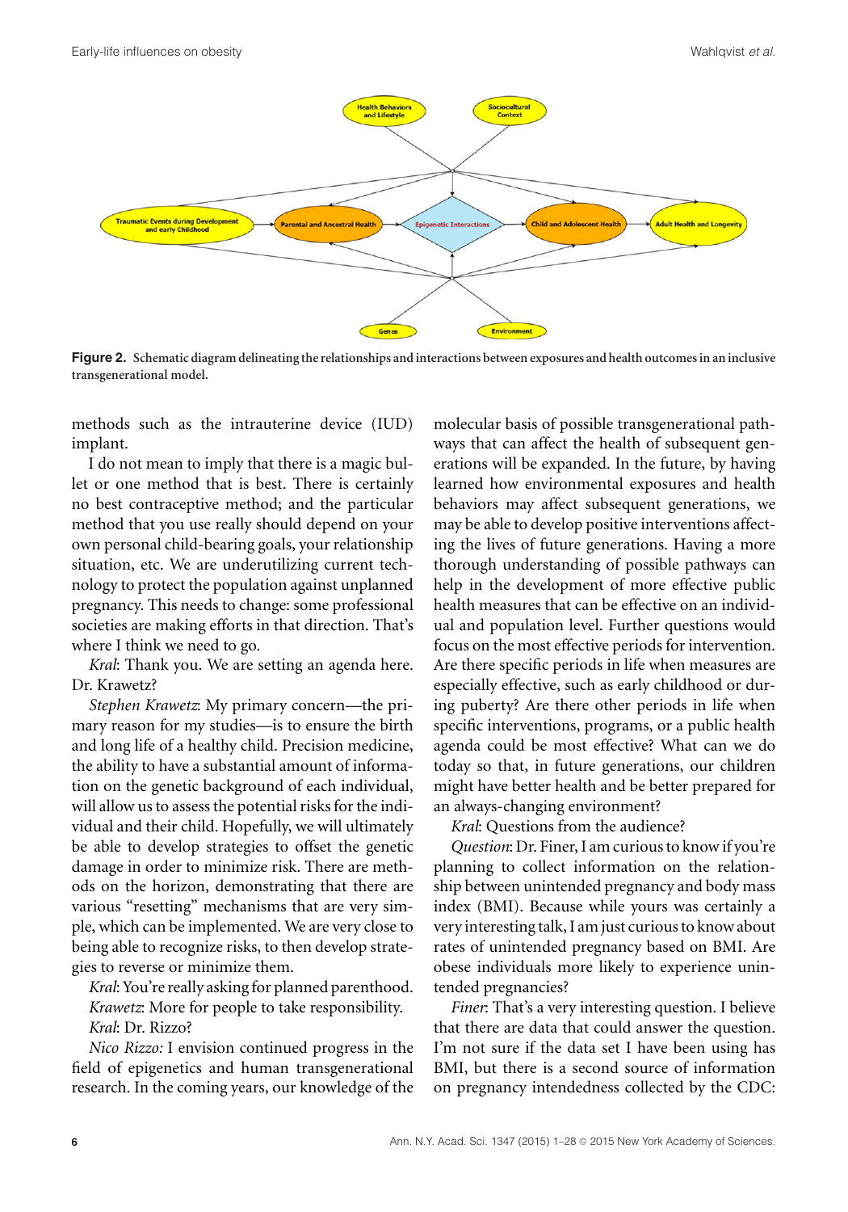**Figure 2.** Schematic diagram delineating the relationships and interactions between exposures and health outcomes in an inclusive transgenerational model.

methods such as the intrauterine device (IUD) implant.

I do not mean to imply that there is a magic bullet or one method that is best. There is certainly no best contraceptive method; and the particular method that you use really should depend on your own personal child-bearing goals, your relationship situation, etc. We are underutilizing current technology to protect the population against unplanned pregnancy. This needs to change: some professional societies are making efforts in that direction. That's where I think we need to go.

*Kral*: Thank you. We are setting an agenda here. Dr. Krawetz?

*Stephen Krawetz*: My primary concern—the primary reason for my studies—is to ensure the birth and long life of a healthy child. Precision medicine, the ability to have a substantial amount of information on the genetic background of each individual, will allow us to assess the potential risks for the individual and their child. Hopefully, we will ultimately be able to develop strategies to offset the genetic damage in order to minimize risk. There are methods on the horizon, demonstrating that there are various "resetting" mechanisms that are very simple, which can be implemented. We are very close to being able to recognize risks, to then develop strategies to reverse or minimize them.

*Kral*: You're really asking for planned parenthood.

*Krawetz*: More for people to take responsibility.

*Kral*: Dr. Rizzo?

*Nico Rizzo:* I envision continued progress in the field of epigenetics and human transgenerational research. In the coming years, our knowledge of the molecular basis of possible transgenerational pathways that can affect the health of subsequent generations will be expanded. In the future, by having learned how environmental exposures and health behaviors may affect subsequent generations, we may be able to develop positive interventions affecting the lives of future generations. Having a more thorough understanding of possible pathways can help in the development of more effective public health measures that can be effective on an individual and population level. Further questions would focus on the most effective periods for intervention. Are there specific periods in life when measures are especially effective, such as early childhood or during puberty? Are there other periods in life when specific interventions, programs, or a public health agenda could be most effective? What can we do today so that, in future generations, our children might have better health and be better prepared for an always-changing environment?

*Kral*: Questions from the audience?

*Question*: Dr. Finer, I am curious to know if you're planning to collect information on the relationship between unintended pregnancy and body mass index (BMI). Because while yours was certainly a very interesting talk, I am just curious to know about rates of unintended pregnancy based on BMI. Are obese individuals more likely to experience unintended pregnancies?

*Finer*: That's a very interesting question. I believe that there are data that could answer the question. I'm not sure if the data set I have been using has BMI, but there is a second source of information on pregnancy intendedness collected by the CDC: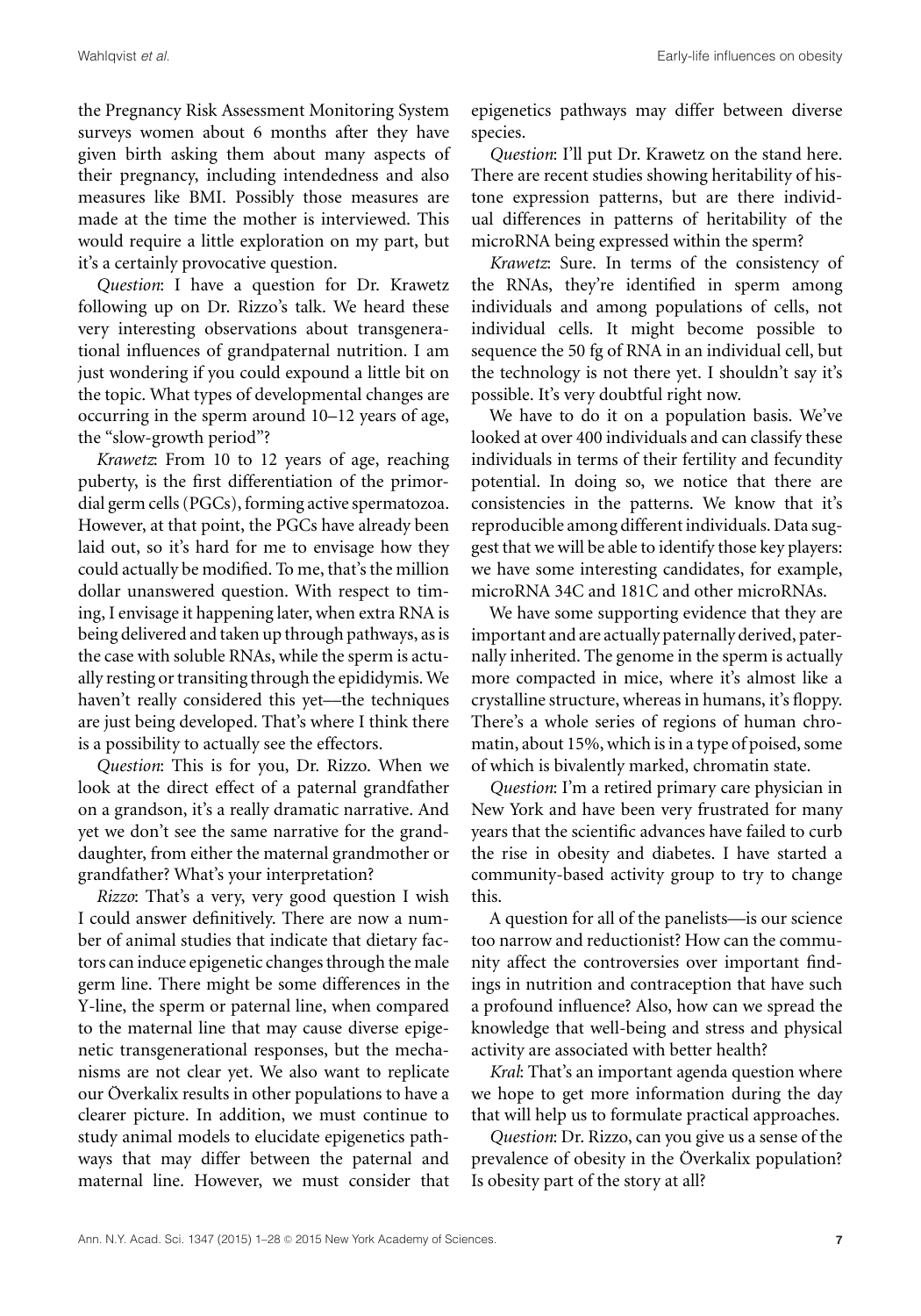the Pregnancy Risk Assessment Monitoring System surveys women about 6 months after they have given birth asking them about many aspects of their pregnancy, including intendedness and also measures like BMI. Possibly those measures are made at the time the mother is interviewed. This would require a little exploration on my part, but it's a certainly provocative question.

*Question*: I have a question for Dr. Krawetz following up on Dr. Rizzo's talk. We heard these very interesting observations about transgenerational influences of grandpaternal nutrition. I am just wondering if you could expound a little bit on the topic. What types of developmental changes are occurring in the sperm around 10–12 years of age, the "slow-growth period"?

*Krawetz*: From 10 to 12 years of age, reaching puberty, is the first differentiation of the primordial germ cells (PGCs), forming active spermatozoa. However, at that point, the PGCs have already been laid out, so it's hard for me to envisage how they could actually be modified. To me, that's the million dollar unanswered question. With respect to timing, I envisage it happening later, when extra RNA is being delivered and taken up through pathways, as is the case with soluble RNAs, while the sperm is actually resting or transiting through the epididymis. We haven't really considered this yet—the techniques are just being developed. That's where I think there is a possibility to actually see the effectors.

*Question*: This is for you, Dr. Rizzo. When we look at the direct effect of a paternal grandfather on a grandson, it's a really dramatic narrative. And yet we don't see the same narrative for the granddaughter, from either the maternal grandmother or grandfather? What's your interpretation?

*Rizzo*: That's a very, very good question I wish I could answer definitively. There are now a number of animal studies that indicate that dietary factors can induce epigenetic changes through the male germ line. There might be some differences in the Y-line, the sperm or paternal line, when compared to the maternal line that may cause diverse epigenetic transgenerational responses, but the mechanisms are not clear yet. We also want to replicate our Överkalix results in other populations to have a clearer picture. In addition, we must continue to study animal models to elucidate epigenetics pathways that may differ between the paternal and maternal line. However, we must consider that epigenetics pathways may differ between diverse species.

*Question*: I'll put Dr. Krawetz on the stand here. There are recent studies showing heritability of histone expression patterns, but are there individual differences in patterns of heritability of the microRNA being expressed within the sperm?

*Krawetz*: Sure. In terms of the consistency of the RNAs, they're identified in sperm among individuals and among populations of cells, not individual cells. It might become possible to sequence the 50 fg of RNA in an individual cell, but the technology is not there yet. I shouldn't say it's possible. It's very doubtful right now.

We have to do it on a population basis. We've looked at over 400 individuals and can classify these individuals in terms of their fertility and fecundity potential. In doing so, we notice that there are consistencies in the patterns. We know that it's reproducible among different individuals. Data suggest that we will be able to identify those key players: we have some interesting candidates, for example, microRNA 34C and 181C and other microRNAs.

We have some supporting evidence that they are important and are actually paternally derived, paternally inherited. The genome in the sperm is actually more compacted in mice, where it's almost like a crystalline structure, whereas in humans, it's floppy. There's a whole series of regions of human chromatin, about 15%, which is in a type of poised, some of which is bivalently marked, chromatin state.

*Question*: I'm a retired primary care physician in New York and have been very frustrated for many years that the scientific advances have failed to curb the rise in obesity and diabetes. I have started a community-based activity group to try to change this.

A question for all of the panelists—is our science too narrow and reductionist? How can the community affect the controversies over important findings in nutrition and contraception that have such a profound influence? Also, how can we spread the knowledge that well-being and stress and physical activity are associated with better health?

*Kral*: That's an important agenda question where we hope to get more information during the day that will help us to formulate practical approaches.

*Question*: Dr. Rizzo, can you give us a sense of the prevalence of obesity in the Överkalix population? Is obesity part of the story at all?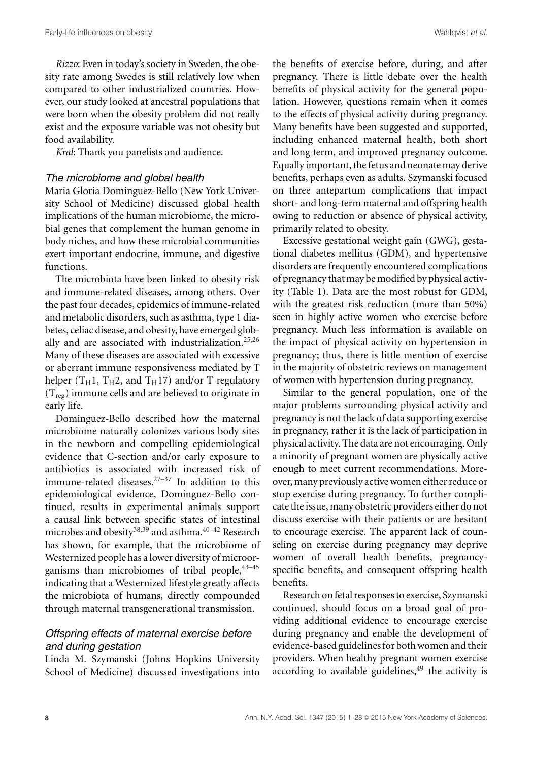*Rizzo*: Even in today's society in Sweden, the obesity rate among Swedes is still relatively low when compared to other industrialized countries. However, our study looked at ancestral populations that were born when the obesity problem did not really exist and the exposure variable was not obesity but food availability.

*Kral*: Thank you panelists and audience.

### *The microbiome and global health*

Maria Gloria Dominguez-Bello (New York University School of Medicine) discussed global health implications of the human microbiome, the microbial genes that complement the human genome in body niches, and how these microbial communities exert important endocrine, immune, and digestive functions.

The microbiota have been linked to obesity risk and immune-related diseases, among others. Over the past four decades, epidemics of immune-related and metabolic disorders, such as asthma, type 1 diabetes, celiac disease, and obesity, have emerged globally and are associated with industrialization.[25,26] Many of these diseases are associated with excessive or aberrant immune responsiveness mediated by T helper ($T_H1$, $T_H2$, and $T_H17$) and/or T regulatory ($T_{reg}$) immune cells and are believed to originate in early life.

Dominguez-Bello described how the maternal microbiome naturally colonizes various body sites in the newborn and compelling epidemiological evidence that C-section and/or early exposure to antibiotics is associated with increased risk of immune-related diseases.[27–37] In addition to this epidemiological evidence, Dominguez-Bello continued, results in experimental animals support a causal link between specific states of intestinal microbes and obesity[38,39] and asthma.[40–42] Research has shown, for example, that the microbiome of Westernized people has a lower diversity of microorganisms than microbiomes of tribal people,[43–45] indicating that a Westernized lifestyle greatly affects the microbiota of humans, directly compounded through maternal transgenerational transmission.

### *Offspring effects of maternal exercise before and during gestation*

Linda M. Szymanski (Johns Hopkins University School of Medicine) discussed investigations into the benefits of exercise before, during, and after pregnancy. There is little debate over the health benefits of physical activity for the general population. However, questions remain when it comes to the effects of physical activity during pregnancy. Many benefits have been suggested and supported, including enhanced maternal health, both short and long term, and improved pregnancy outcome. Equally important, the fetus and neonate may derive benefits, perhaps even as adults. Szymanski focused on three antepartum complications that impact short- and long-term maternal and offspring health owing to reduction or absence of physical activity, primarily related to obesity.

Excessive gestational weight gain (GWG), gestational diabetes mellitus (GDM), and hypertensive disorders are frequently encountered complications of pregnancy that may be modified by physical activity (Table 1). Data are the most robust for GDM, with the greatest risk reduction (more than 50%) seen in highly active women who exercise before pregnancy. Much less information is available on the impact of physical activity on hypertension in pregnancy; thus, there is little mention of exercise in the majority of obstetric reviews on management of women with hypertension during pregnancy.

Similar to the general population, one of the major problems surrounding physical activity and pregnancy is not the lack of data supporting exercise in pregnancy, rather it is the lack of participation in physical activity. The data are not encouraging. Only a minority of pregnant women are physically active enough to meet current recommendations. Moreover, many previously active women either reduce or stop exercise during pregnancy. To further complicate the issue, many obstetric providers either do not discuss exercise with their patients or are hesitant to encourage exercise. The apparent lack of counseling on exercise during pregnancy may deprive women of overall health benefits, pregnancy-specific benefits, and consequent offspring health benefits.

Research on fetal responses to exercise, Szymanski continued, should focus on a broad goal of providing additional evidence to encourage exercise during pregnancy and enable the development of evidence-based guidelines for both women and their providers. When healthy pregnant women exercise according to available guidelines,[49] the activity is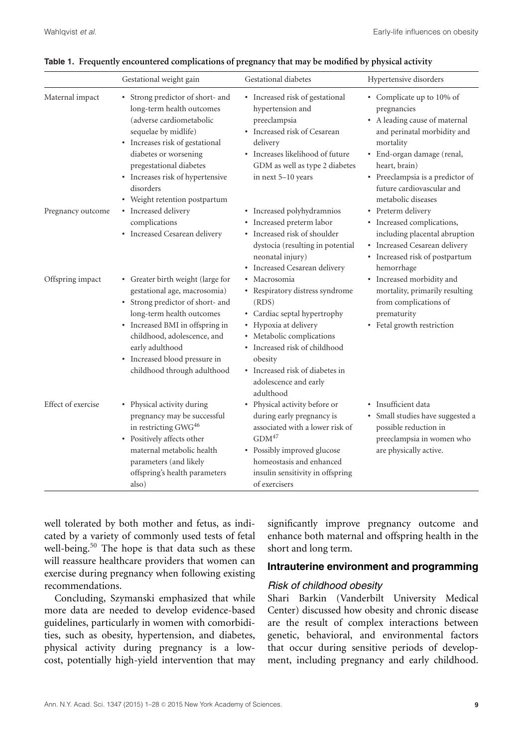**Table 1. Frequently encountered complications of pregnancy that may be modified by physical activity**

| | Gestational weight gain | Gestational diabetes | Hypertensive disorders |
|---|---|---|---|
| Maternal impact | • Strong predictor of short- and long-term health outcomes (adverse cardiometabolic sequelae by midlife)<br>• Increases risk of gestational diabetes or worsening pregestational diabetes<br>• Increases risk of hypertensive disorders<br>• Weight retention postpartum | • Increased risk of gestational hypertension and preeclampsia<br>• Increased risk of Cesarean delivery<br>• Increases likelihood of future GDM as well as type 2 diabetes in next 5–10 years | • Complicate up to 10% of pregnancies<br>• A leading cause of maternal and perinatal morbidity and mortality<br>• End-organ damage (renal, heart, brain)<br>• Preeclampsia is a predictor of future cardiovascular and metabolic diseases |
| Pregnancy outcome | • Increased delivery complications<br>• Increased Cesarean delivery | • Increased polyhydramnios<br>• Increased preterm labor<br>• Increased risk of shoulder dystocia (resulting in potential neonatal injury)<br>• Increased Cesarean delivery | • Preterm delivery<br>• Increased complications, including placental abruption<br>• Increased Cesarean delivery<br>• Increased risk of postpartum hemorrhage |
| Offspring impact | • Greater birth weight (large for gestational age, macrosomia)<br>• Strong predictor of short- and long-term health outcomes<br>• Increased BMI in offspring in childhood, adolescence, and early adulthood<br>• Increased blood pressure in childhood through adulthood | • Macrosomia<br>• Respiratory distress syndrome (RDS)<br>• Cardiac septal hypertrophy<br>• Hypoxia at delivery<br>• Metabolic complications<br>• Increased risk of childhood obesity<br>• Increased risk of diabetes in adolescence and early adulthood | • Increased morbidity and mortality, primarily resulting from complications of prematurity<br>• Fetal growth restriction |
| Effect of exercise | • Physical activity during pregnancy may be successful in restricting GWG[46]<br>• Positively affects other maternal metabolic health parameters (and likely offspring's health parameters also) | • Physical activity before or during early pregnancy is associated with a lower risk of GDM[47]<br>• Possibly improved glucose homeostasis and enhanced insulin sensitivity in offspring of exercisers | • Insufficient data<br>• Small studies have suggested a possible reduction in preeclampsia in women who are physically active. |

well tolerated by both mother and fetus, as indicated by a variety of commonly used tests of fetal well-being.[50] The hope is that data such as these will reassure healthcare providers that women can exercise during pregnancy when following existing recommendations.

Concluding, Szymanski emphasized that while more data are needed to develop evidence-based guidelines, particularly in women with comorbidities, such as obesity, hypertension, and diabetes, physical activity during pregnancy is a low-cost, potentially high-yield intervention that may significantly improve pregnancy outcome and enhance both maternal and offspring health in the short and long term.

## Intrauterine environment and programming

### *Risk of childhood obesity*

Shari Barkin (Vanderbilt University Medical Center) discussed how obesity and chronic disease are the result of complex interactions between genetic, behavioral, and environmental factors that occur during sensitive periods of development, including pregnancy and early childhood.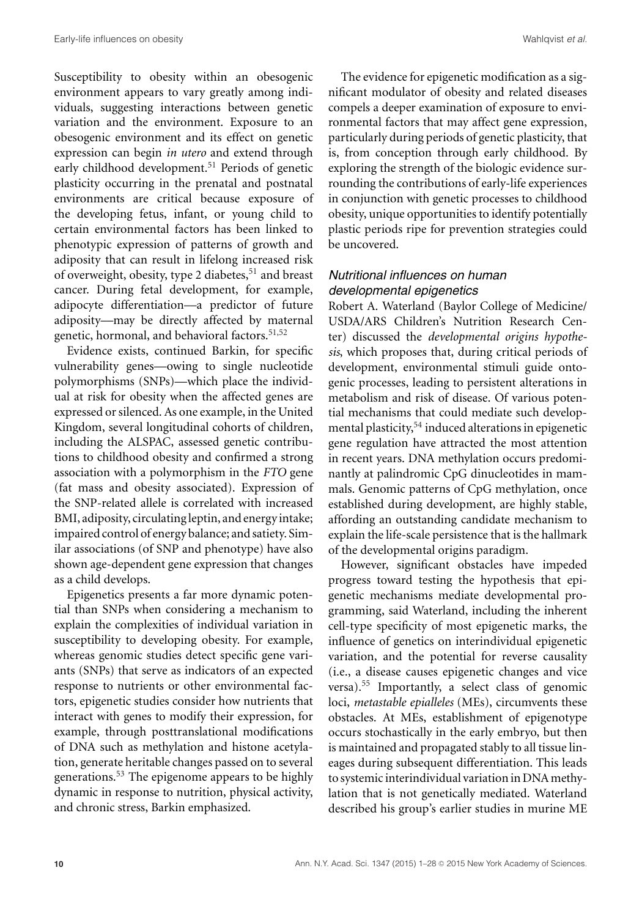Susceptibility to obesity within an obesogenic environment appears to vary greatly among individuals, suggesting interactions between genetic variation and the environment. Exposure to an obesogenic environment and its effect on genetic expression can begin *in utero* and extend through early childhood development.[51] Periods of genetic plasticity occurring in the prenatal and postnatal environments are critical because exposure of the developing fetus, infant, or young child to certain environmental factors has been linked to phenotypic expression of patterns of growth and adiposity that can result in lifelong increased risk of overweight, obesity, type 2 diabetes,[51] and breast cancer. During fetal development, for example, adipocyte differentiation—a predictor of future adiposity—may be directly affected by maternal genetic, hormonal, and behavioral factors.[51,52]

Evidence exists, continued Barkin, for specific vulnerability genes—owing to single nucleotide polymorphisms (SNPs)—which place the individual at risk for obesity when the affected genes are expressed or silenced. As one example, in the United Kingdom, several longitudinal cohorts of children, including the ALSPAC, assessed genetic contributions to childhood obesity and confirmed a strong association with a polymorphism in the *FTO* gene (fat mass and obesity associated). Expression of the SNP-related allele is correlated with increased BMI, adiposity, circulating leptin, and energy intake; impaired control of energy balance; and satiety. Similar associations (of SNP and phenotype) have also shown age-dependent gene expression that changes as a child develops.

Epigenetics presents a far more dynamic potential than SNPs when considering a mechanism to explain the complexities of individual variation in susceptibility to developing obesity. For example, whereas genomic studies detect specific gene variants (SNPs) that serve as indicators of an expected response to nutrients or other environmental factors, epigenetic studies consider how nutrients that interact with genes to modify their expression, for example, through posttranslational modifications of DNA such as methylation and histone acetylation, generate heritable changes passed on to several generations.[53] The epigenome appears to be highly dynamic in response to nutrition, physical activity, and chronic stress, Barkin emphasized.

The evidence for epigenetic modification as a significant modulator of obesity and related diseases compels a deeper examination of exposure to environmental factors that may affect gene expression, particularly during periods of genetic plasticity, that is, from conception through early childhood. By exploring the strength of the biologic evidence surrounding the contributions of early-life experiences in conjunction with genetic processes to childhood obesity, unique opportunities to identify potentially plastic periods ripe for prevention strategies could be uncovered.

### *Nutritional influences on human developmental epigenetics*

Robert A. Waterland (Baylor College of Medicine/USDA/ARS Children's Nutrition Research Center) discussed the *developmental origins hypothesis*, which proposes that, during critical periods of development, environmental stimuli guide ontogenic processes, leading to persistent alterations in metabolism and risk of disease. Of various potential mechanisms that could mediate such developmental plasticity,[54] induced alterations in epigenetic gene regulation have attracted the most attention in recent years. DNA methylation occurs predominantly at palindromic CpG dinucleotides in mammals. Genomic patterns of CpG methylation, once established during development, are highly stable, affording an outstanding candidate mechanism to explain the life-scale persistence that is the hallmark of the developmental origins paradigm.

However, significant obstacles have impeded progress toward testing the hypothesis that epigenetic mechanisms mediate developmental programming, said Waterland, including the inherent cell-type specificity of most epigenetic marks, the influence of genetics on interindividual epigenetic variation, and the potential for reverse causality (i.e., a disease causes epigenetic changes and vice versa).[55] Importantly, a select class of genomic loci, *metastable epialleles* (MEs), circumvents these obstacles. At MEs, establishment of epigenotype occurs stochastically in the early embryo, but then is maintained and propagated stably to all tissue lineages during subsequent differentiation. This leads to systemic interindividual variation in DNA methylation that is not genetically mediated. Waterland described his group's earlier studies in murine ME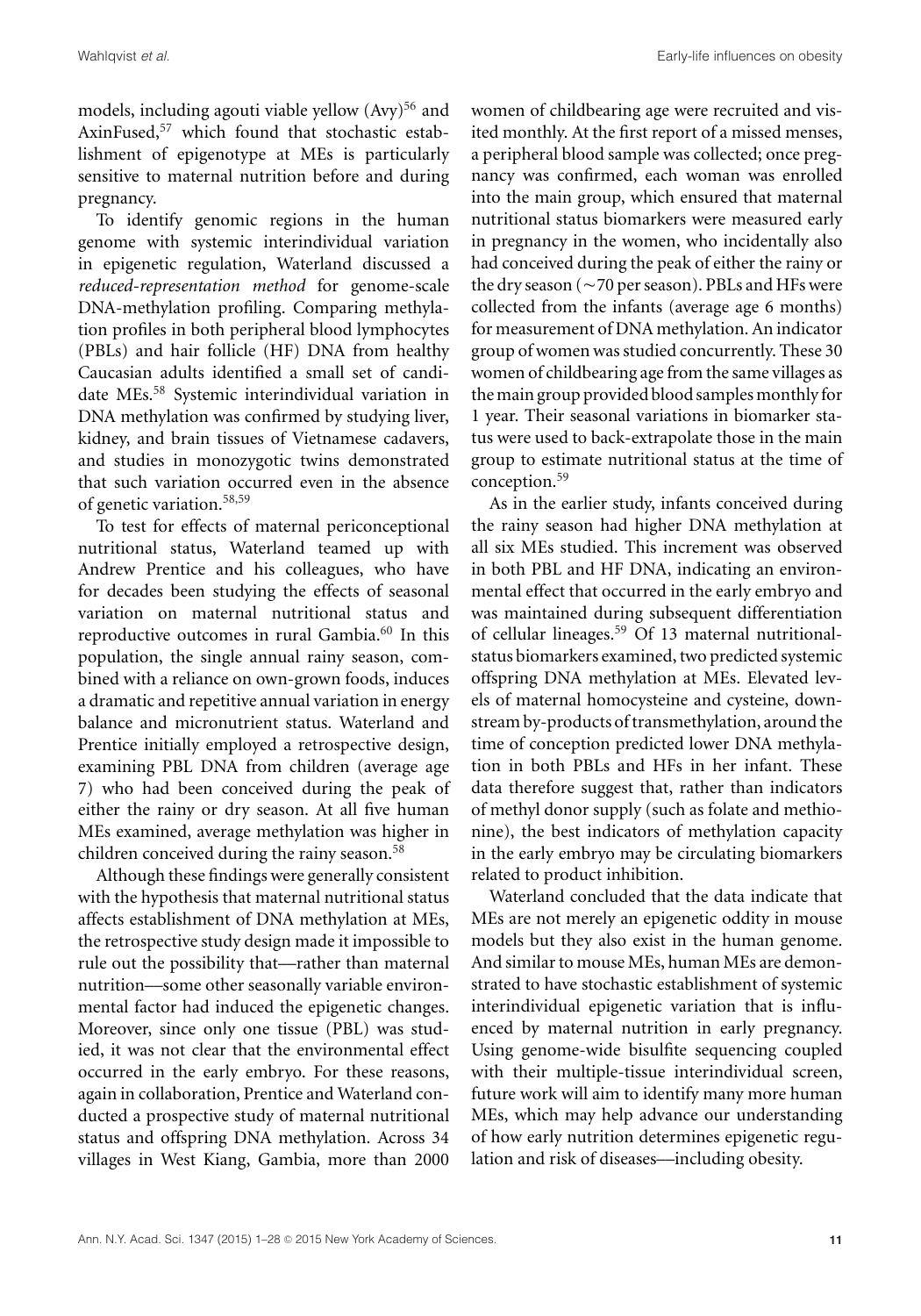models, including agouti viable yellow (Avy)[56] and AxinFused,[57] which found that stochastic establishment of epigenotype at MEs is particularly sensitive to maternal nutrition before and during pregnancy.

To identify genomic regions in the human genome with systemic interindividual variation in epigenetic regulation, Waterland discussed a *reduced-representation method* for genome-scale DNA-methylation profiling. Comparing methylation profiles in both peripheral blood lymphocytes (PBLs) and hair follicle (HF) DNA from healthy Caucasian adults identified a small set of candidate MEs.[58] Systemic interindividual variation in DNA methylation was confirmed by studying liver, kidney, and brain tissues of Vietnamese cadavers, and studies in monozygotic twins demonstrated that such variation occurred even in the absence of genetic variation.[58,59]

To test for effects of maternal periconceptional nutritional status, Waterland teamed up with Andrew Prentice and his colleagues, who have for decades been studying the effects of seasonal variation on maternal nutritional status and reproductive outcomes in rural Gambia.[60] In this population, the single annual rainy season, combined with a reliance on own-grown foods, induces a dramatic and repetitive annual variation in energy balance and micronutrient status. Waterland and Prentice initially employed a retrospective design, examining PBL DNA from children (average age 7) who had been conceived during the peak of either the rainy or dry season. At all five human MEs examined, average methylation was higher in children conceived during the rainy season.[58]

Although these findings were generally consistent with the hypothesis that maternal nutritional status affects establishment of DNA methylation at MEs, the retrospective study design made it impossible to rule out the possibility that—rather than maternal nutrition—some other seasonally variable environmental factor had induced the epigenetic changes. Moreover, since only one tissue (PBL) was studied, it was not clear that the environmental effect occurred in the early embryo. For these reasons, again in collaboration, Prentice and Waterland conducted a prospective study of maternal nutritional status and offspring DNA methylation. Across 34 villages in West Kiang, Gambia, more than 2000 women of childbearing age were recruited and visited monthly. At the first report of a missed menses, a peripheral blood sample was collected; once pregnancy was confirmed, each woman was enrolled into the main group, which ensured that maternal nutritional status biomarkers were measured early in pregnancy in the women, who incidentally also had conceived during the peak of either the rainy or the dry season (~70 per season). PBLs and HFs were collected from the infants (average age 6 months) for measurement of DNA methylation. An indicator group of women was studied concurrently. These 30 women of childbearing age from the same villages as the main group provided blood samples monthly for 1 year. Their seasonal variations in biomarker status were used to back-extrapolate those in the main group to estimate nutritional status at the time of conception.[59]

As in the earlier study, infants conceived during the rainy season had higher DNA methylation at all six MEs studied. This increment was observed in both PBL and HF DNA, indicating an environmental effect that occurred in the early embryo and was maintained during subsequent differentiation of cellular lineages.[59] Of 13 maternal nutritional-status biomarkers examined, two predicted systemic offspring DNA methylation at MEs. Elevated levels of maternal homocysteine and cysteine, downstream by-products of transmethylation, around the time of conception predicted lower DNA methylation in both PBLs and HFs in her infant. These data therefore suggest that, rather than indicators of methyl donor supply (such as folate and methionine), the best indicators of methylation capacity in the early embryo may be circulating biomarkers related to product inhibition.

Waterland concluded that the data indicate that MEs are not merely an epigenetic oddity in mouse models but they also exist in the human genome. And similar to mouse MEs, human MEs are demonstrated to have stochastic establishment of systemic interindividual epigenetic variation that is influenced by maternal nutrition in early pregnancy. Using genome-wide bisulfite sequencing coupled with their multiple-tissue interindividual screen, future work will aim to identify many more human MEs, which may help advance our understanding of how early nutrition determines epigenetic regulation and risk of diseases—including obesity.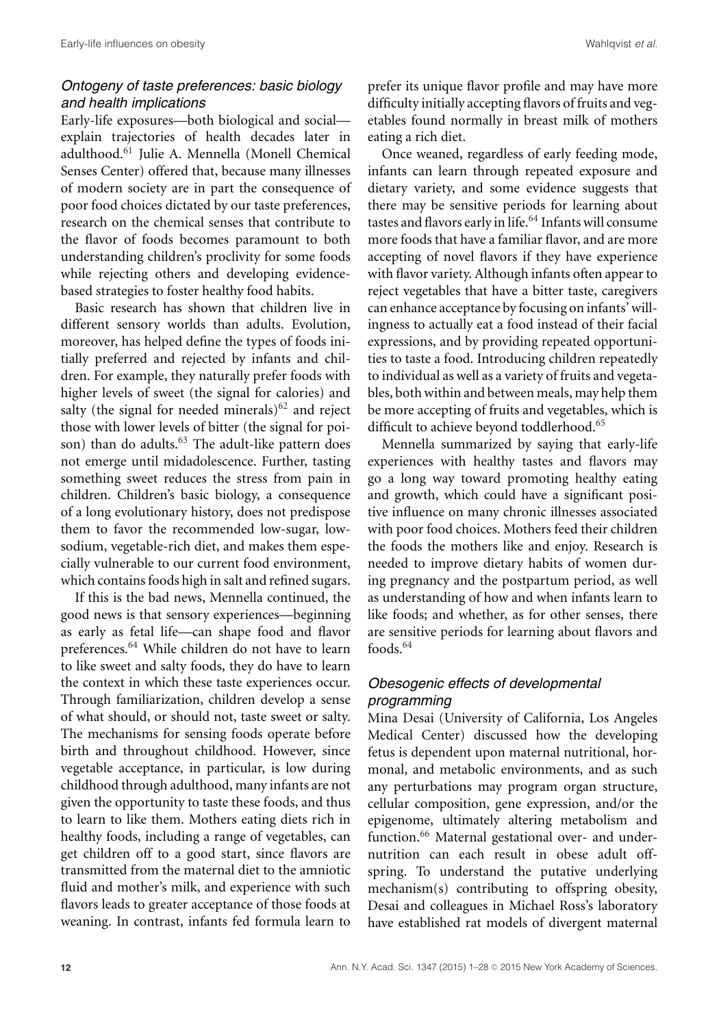### *Ontogeny of taste preferences: basic biology and health implications*

Early-life exposures—both biological and social—explain trajectories of health decades later in adulthood.[61] Julie A. Mennella (Monell Chemical Senses Center) offered that, because many illnesses of modern society are in part the consequence of poor food choices dictated by our taste preferences, research on the chemical senses that contribute to the flavor of foods becomes paramount to both understanding children's proclivity for some foods while rejecting others and developing evidence-based strategies to foster healthy food habits.

Basic research has shown that children live in different sensory worlds than adults. Evolution, moreover, has helped define the types of foods initially preferred and rejected by infants and children. For example, they naturally prefer foods with higher levels of sweet (the signal for calories) and salty (the signal for needed minerals)[62] and reject those with lower levels of bitter (the signal for poison) than do adults.[63] The adult-like pattern does not emerge until midadolescence. Further, tasting something sweet reduces the stress from pain in children. Children's basic biology, a consequence of a long evolutionary history, does not predispose them to favor the recommended low-sugar, low-sodium, vegetable-rich diet, and makes them especially vulnerable to our current food environment, which contains foods high in salt and refined sugars.

If this is the bad news, Mennella continued, the good news is that sensory experiences—beginning as early as fetal life—can shape food and flavor preferences.[64] While children do not have to learn to like sweet and salty foods, they do have to learn the context in which these taste experiences occur. Through familiarization, children develop a sense of what should, or should not, taste sweet or salty. The mechanisms for sensing foods operate before birth and throughout childhood. However, since vegetable acceptance, in particular, is low during childhood through adulthood, many infants are not given the opportunity to taste these foods, and thus to learn to like them. Mothers eating diets rich in healthy foods, including a range of vegetables, can get children off to a good start, since flavors are transmitted from the maternal diet to the amniotic fluid and mother's milk, and experience with such flavors leads to greater acceptance of those foods at weaning. In contrast, infants fed formula learn to prefer its unique flavor profile and may have more difficulty initially accepting flavors of fruits and vegetables found normally in breast milk of mothers eating a rich diet.

Once weaned, regardless of early feeding mode, infants can learn through repeated exposure and dietary variety, and some evidence suggests that there may be sensitive periods for learning about tastes and flavors early in life.[64] Infants will consume more foods that have a familiar flavor, and are more accepting of novel flavors if they have experience with flavor variety. Although infants often appear to reject vegetables that have a bitter taste, caregivers can enhance acceptance by focusing on infants' willingness to actually eat a food instead of their facial expressions, and by providing repeated opportunities to taste a food. Introducing children repeatedly to individual as well as a variety of fruits and vegetables, both within and between meals, may help them be more accepting of fruits and vegetables, which is difficult to achieve beyond toddlerhood.[65]

Mennella summarized by saying that early-life experiences with healthy tastes and flavors may go a long way toward promoting healthy eating and growth, which could have a significant positive influence on many chronic illnesses associated with poor food choices. Mothers feed their children the foods the mothers like and enjoy. Research is needed to improve dietary habits of women during pregnancy and the postpartum period, as well as understanding of how and when infants learn to like foods; and whether, as for other senses, there are sensitive periods for learning about flavors and foods.[64]

### *Obesogenic effects of developmental programming*

Mina Desai (University of California, Los Angeles Medical Center) discussed how the developing fetus is dependent upon maternal nutritional, hormonal, and metabolic environments, and as such any perturbations may program organ structure, cellular composition, gene expression, and/or the epigenome, ultimately altering metabolism and function.[66] Maternal gestational over- and undernutrition can each result in obese adult offspring. To understand the putative underlying mechanism(s) contributing to offspring obesity, Desai and colleagues in Michael Ross's laboratory have established rat models of divergent maternal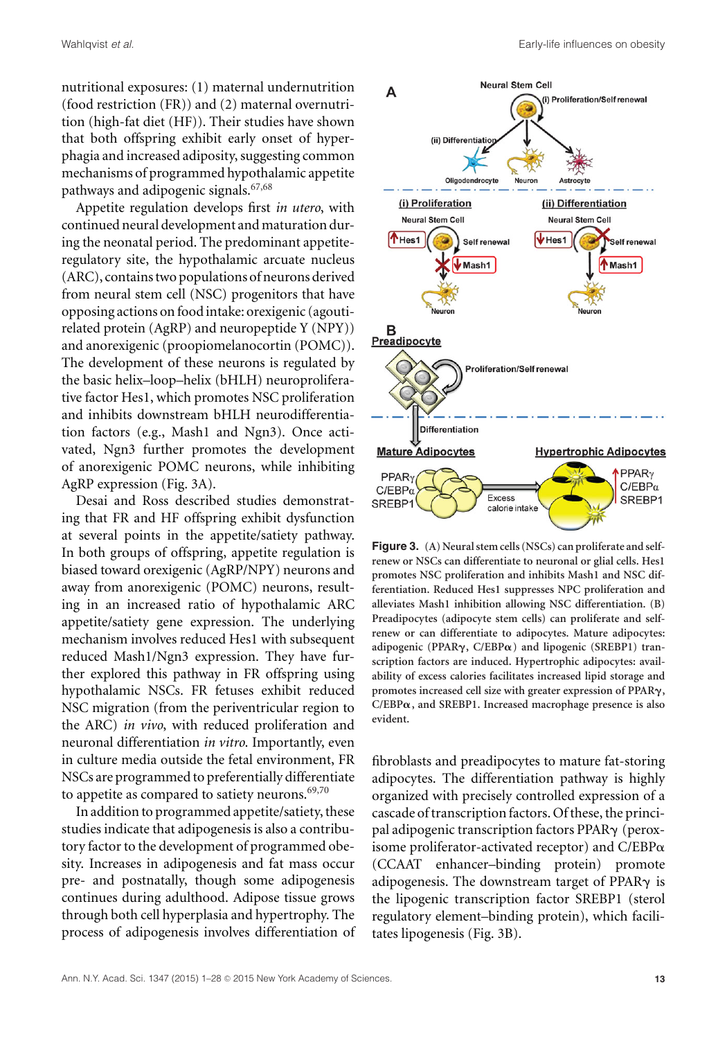nutritional exposures: (1) maternal undernutrition (food restriction (FR)) and (2) maternal overnutrition (high-fat diet (HF)). Their studies have shown that both offspring exhibit early onset of hyperphagia and increased adiposity, suggesting common mechanisms of programmed hypothalamic appetite pathways and adipogenic signals.[67,68]

Appetite regulation develops first *in utero*, with continued neural development and maturation during the neonatal period. The predominant appetite-regulatory site, the hypothalamic arcuate nucleus (ARC), contains two populations of neurons derived from neural stem cell (NSC) progenitors that have opposing actions on food intake: orexigenic (agouti-related protein (AgRP) and neuropeptide Y (NPY)) and anorexigenic (proopiomelanocortin (POMC)). The development of these neurons is regulated by the basic helix–loop–helix (bHLH) neuroproliferative factor Hes1, which promotes NSC proliferation and inhibits downstream bHLH neurodifferentiation factors (e.g., Mash1 and Ngn3). Once activated, Ngn3 further promotes the development of anorexigenic POMC neurons, while inhibiting AgRP expression (Fig. 3A).

Desai and Ross described studies demonstrating that FR and HF offspring exhibit dysfunction at several points in the appetite/satiety pathway. In both groups of offspring, appetite regulation is biased toward orexigenic (AgRP/NPY) neurons and away from anorexigenic (POMC) neurons, resulting in an increased ratio of hypothalamic ARC appetite/satiety gene expression. The underlying mechanism involves reduced Hes1 with subsequent reduced Mash1/Ngn3 expression. They have further explored this pathway in FR offspring using hypothalamic NSCs. FR fetuses exhibit reduced NSC migration (from the periventricular region to the ARC) *in vivo*, with reduced proliferation and neuronal differentiation *in vitro*. Importantly, even in culture media outside the fetal environment, FR NSCs are programmed to preferentially differentiate to appetite as compared to satiety neurons.[69,70]

In addition to programmed appetite/satiety, these studies indicate that adipogenesis is also a contributory factor to the development of programmed obesity. Increases in adipogenesis and fat mass occur pre- and postnatally, though some adipogenesis continues during adulthood. Adipose tissue grows through both cell hyperplasia and hypertrophy. The process of adipogenesis involves differentiation of fibroblasts and preadipocytes to mature fat-storing adipocytes. The differentiation pathway is highly organized with precisely controlled expression of a cascade of transcription factors. Of these, the principal adipogenic transcription factors PPARγ (peroxisome proliferator-activated receptor) and C/EBPα (CCAAT enhancer–binding protein) promote adipogenesis. The downstream target of PPARγ is the lipogenic transcription factor SREBP1 (sterol regulatory element–binding protein), which facilitates lipogenesis (Fig. 3B).

**Figure 3.** (A) Neural stem cells (NSCs) can proliferate and self-renew or NSCs can differentiate to neuronal or glial cells. Hes1 promotes NSC proliferation and inhibits Mash1 and NSC differentiation. Reduced Hes1 suppresses NPC proliferation and alleviates Mash1 inhibition allowing NSC differentiation. (B) Preadipocytes (adipocyte stem cells) can proliferate and self-renew or can differentiate to adipocytes. Mature adipocytes: adipogenic (PPARγ, C/EBPα) and lipogenic (SREBP1) transcription factors are induced. Hypertrophic adipocytes: availability of excess calories facilitates increased lipid storage and promotes increased cell size with greater expression of PPARγ, C/EBPα, and SREBP1. Increased macrophage presence is also evident.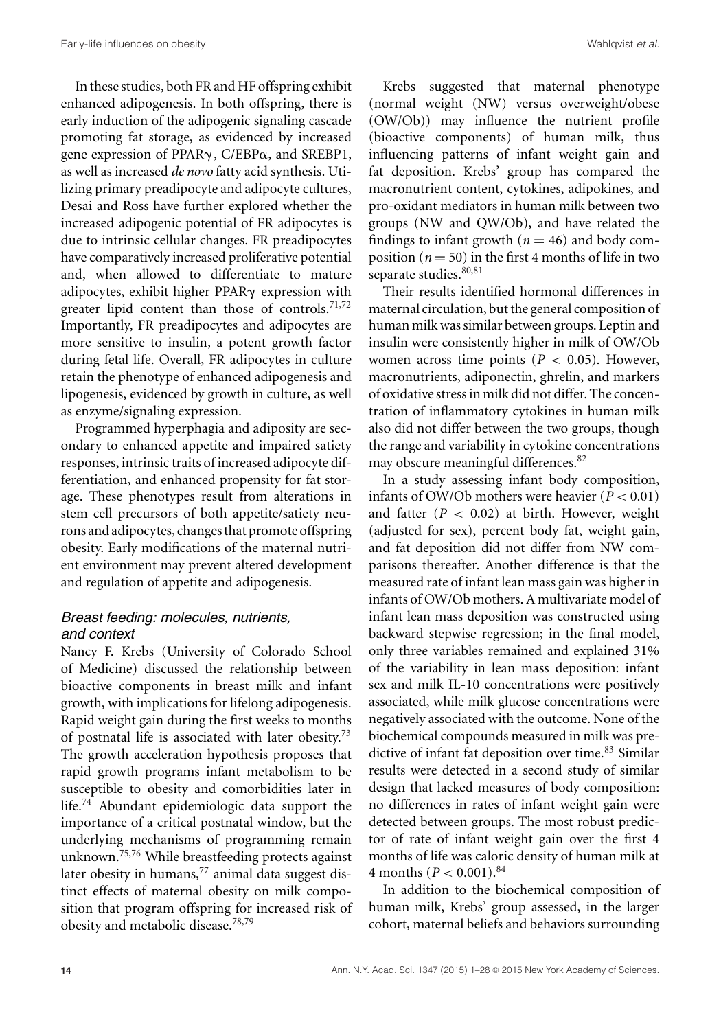In these studies, both FR and HF offspring exhibit enhanced adipogenesis. In both offspring, there is early induction of the adipogenic signaling cascade promoting fat storage, as evidenced by increased gene expression of PPARγ, C/EBPα, and SREBP1, as well as increased *de novo* fatty acid synthesis. Utilizing primary preadipocyte and adipocyte cultures, Desai and Ross have further explored whether the increased adipogenic potential of FR adipocytes is due to intrinsic cellular changes. FR preadipocytes have comparatively increased proliferative potential and, when allowed to differentiate to mature adipocytes, exhibit higher PPARγ expression with greater lipid content than those of controls.[71,72] Importantly, FR preadipocytes and adipocytes are more sensitive to insulin, a potent growth factor during fetal life. Overall, FR adipocytes in culture retain the phenotype of enhanced adipogenesis and lipogenesis, evidenced by growth in culture, as well as enzyme/signaling expression.

Programmed hyperphagia and adiposity are secondary to enhanced appetite and impaired satiety responses, intrinsic traits of increased adipocyte differentiation, and enhanced propensity for fat storage. These phenotypes result from alterations in stem cell precursors of both appetite/satiety neurons and adipocytes, changes that promote offspring obesity. Early modifications of the maternal nutrient environment may prevent altered development and regulation of appetite and adipogenesis.

### *Breast feeding: molecules, nutrients, and context*

Nancy F. Krebs (University of Colorado School of Medicine) discussed the relationship between bioactive components in breast milk and infant growth, with implications for lifelong adipogenesis. Rapid weight gain during the first weeks to months of postnatal life is associated with later obesity.[73] The growth acceleration hypothesis proposes that rapid growth programs infant metabolism to be susceptible to obesity and comorbidities later in life.[74] Abundant epidemiologic data support the importance of a critical postnatal window, but the underlying mechanisms of programming remain unknown.[75,76] While breastfeeding protects against later obesity in humans,[77] animal data suggest distinct effects of maternal obesity on milk composition that program offspring for increased risk of obesity and metabolic disease.[78,79]

Krebs suggested that maternal phenotype (normal weight (NW) versus overweight/obese (OW/Ob)) may influence the nutrient profile (bioactive components) of human milk, thus influencing patterns of infant weight gain and fat deposition. Krebs' group has compared the macronutrient content, cytokines, adipokines, and pro-oxidant mediators in human milk between two groups (NW and QW/Ob), and have related the findings to infant growth ($n = 46$) and body composition ($n = 50$) in the first 4 months of life in two separate studies.[80,81]

Their results identified hormonal differences in maternal circulation, but the general composition of human milk was similar between groups. Leptin and insulin were consistently higher in milk of OW/Ob women across time points ($P < 0.05$). However, macronutrients, adiponectin, ghrelin, and markers of oxidative stress in milk did not differ. The concentration of inflammatory cytokines in human milk also did not differ between the two groups, though the range and variability in cytokine concentrations may obscure meaningful differences.[82]

In a study assessing infant body composition, infants of OW/Ob mothers were heavier ($P < 0.01$) and fatter ($P < 0.02$) at birth. However, weight (adjusted for sex), percent body fat, weight gain, and fat deposition did not differ from NW comparisons thereafter. Another difference is that the measured rate of infant lean mass gain was higher in infants of OW/Ob mothers. A multivariate model of infant lean mass deposition was constructed using backward stepwise regression; in the final model, only three variables remained and explained 31% of the variability in lean mass deposition: infant sex and milk IL-10 concentrations were positively associated, while milk glucose concentrations were negatively associated with the outcome. None of the biochemical compounds measured in milk was predictive of infant fat deposition over time.[83] Similar results were detected in a second study of similar design that lacked measures of body composition: no differences in rates of infant weight gain were detected between groups. The most robust predictor of rate of infant weight gain over the first 4 months of life was caloric density of human milk at 4 months ($P < 0.001$).[84]

In addition to the biochemical composition of human milk, Krebs' group assessed, in the larger cohort, maternal beliefs and behaviors surrounding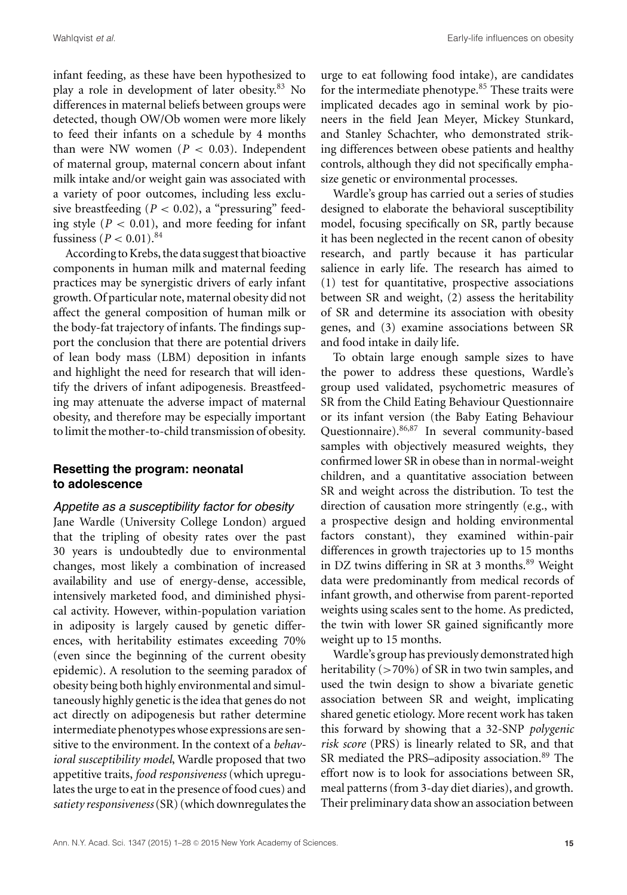infant feeding, as these have been hypothesized to play a role in development of later obesity.[83] No differences in maternal beliefs between groups were detected, though OW/Ob women were more likely to feed their infants on a schedule by 4 months than were NW women ($P < 0.03$). Independent of maternal group, maternal concern about infant milk intake and/or weight gain was associated with a variety of poor outcomes, including less exclusive breastfeeding ($P < 0.02$), a "pressuring" feeding style ($P < 0.01$), and more feeding for infant fussiness ($P < 0.01$).[84]

According to Krebs, the data suggest that bioactive components in human milk and maternal feeding practices may be synergistic drivers of early infant growth. Of particular note, maternal obesity did not affect the general composition of human milk or the body-fat trajectory of infants. The findings support the conclusion that there are potential drivers of lean body mass (LBM) deposition in infants and highlight the need for research that will identify the drivers of infant adipogenesis. Breastfeeding may attenuate the adverse impact of maternal obesity, and therefore may be especially important to limit the mother-to-child transmission of obesity.

## Resetting the program: neonatal to adolescence

### *Appetite as a susceptibility factor for obesity*

Jane Wardle (University College London) argued that the tripling of obesity rates over the past 30 years is undoubtedly due to environmental changes, most likely a combination of increased availability and use of energy-dense, accessible, intensively marketed food, and diminished physical activity. However, within-population variation in adiposity is largely caused by genetic differences, with heritability estimates exceeding 70% (even since the beginning of the current obesity epidemic). A resolution to the seeming paradox of obesity being both highly environmental and simultaneously highly genetic is the idea that genes do not act directly on adipogenesis but rather determine intermediate phenotypes whose expressions are sensitive to the environment. In the context of a *behavioral susceptibility model*, Wardle proposed that two appetitive traits, *food responsiveness* (which upregulates the urge to eat in the presence of food cues) and *satiety responsiveness* (SR) (which downregulates the urge to eat following food intake), are candidates for the intermediate phenotype.[85] These traits were implicated decades ago in seminal work by pioneers in the field Jean Meyer, Mickey Stunkard, and Stanley Schachter, who demonstrated striking differences between obese patients and healthy controls, although they did not specifically emphasize genetic or environmental processes.

Wardle's group has carried out a series of studies designed to elaborate the behavioral susceptibility model, focusing specifically on SR, partly because it has been neglected in the recent canon of obesity research, and partly because it has particular salience in early life. The research has aimed to (1) test for quantitative, prospective associations between SR and weight, (2) assess the heritability of SR and determine its association with obesity genes, and (3) examine associations between SR and food intake in daily life.

To obtain large enough sample sizes to have the power to address these questions, Wardle's group used validated, psychometric measures of SR from the Child Eating Behaviour Questionnaire or its infant version (the Baby Eating Behaviour Questionnaire).[86,87] In several community-based samples with objectively measured weights, they confirmed lower SR in obese than in normal-weight children, and a quantitative association between SR and weight across the distribution. To test the direction of causation more stringently (e.g., with a prospective design and holding environmental factors constant), they examined within-pair differences in growth trajectories up to 15 months in DZ twins differing in SR at 3 months.[89] Weight data were predominantly from medical records of infant growth, and otherwise from parent-reported weights using scales sent to the home. As predicted, the twin with lower SR gained significantly more weight up to 15 months.

Wardle's group has previously demonstrated high heritability (>70%) of SR in two twin samples, and used the twin design to show a bivariate genetic association between SR and weight, implicating shared genetic etiology. More recent work has taken this forward by showing that a 32-SNP *polygenic risk score* (PRS) is linearly related to SR, and that SR mediated the PRS–adiposity association.[89] The effort now is to look for associations between SR, meal patterns (from 3-day diet diaries), and growth. Their preliminary data show an association between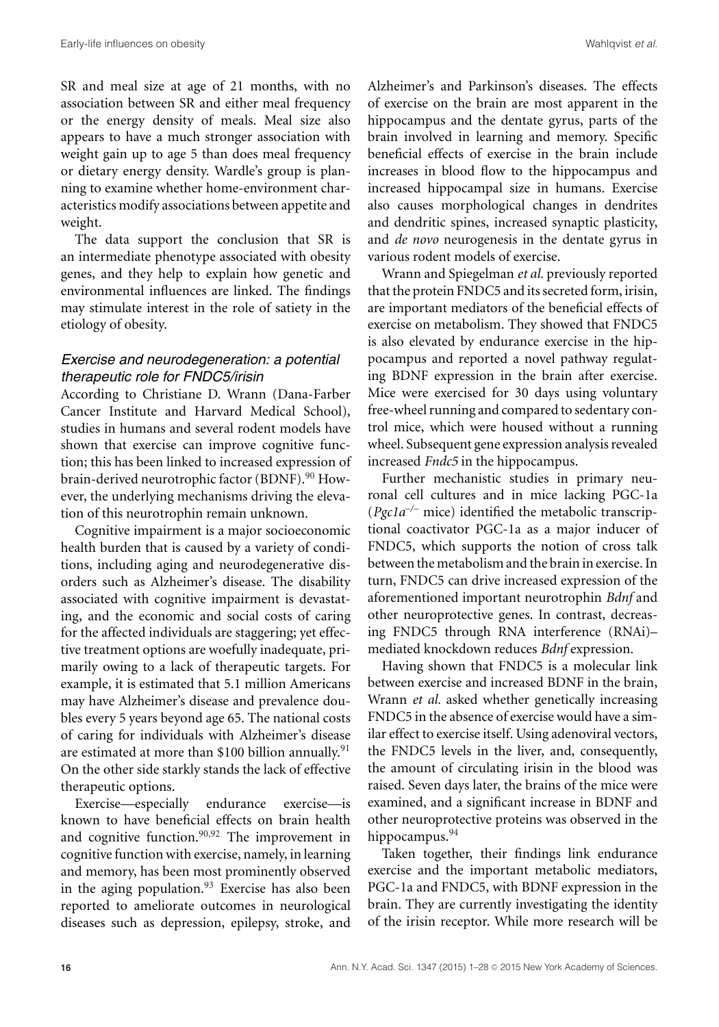SR and meal size at age of 21 months, with no association between SR and either meal frequency or the energy density of meals. Meal size also appears to have a much stronger association with weight gain up to age 5 than does meal frequency or dietary energy density. Wardle's group is planning to examine whether home-environment characteristics modify associations between appetite and weight.

The data support the conclusion that SR is an intermediate phenotype associated with obesity genes, and they help to explain how genetic and environmental influences are linked. The findings may stimulate interest in the role of satiety in the etiology of obesity.

### *Exercise and neurodegeneration: a potential therapeutic role for FNDC5/irisin*

According to Christiane D. Wrann (Dana-Farber Cancer Institute and Harvard Medical School), studies in humans and several rodent models have shown that exercise can improve cognitive function; this has been linked to increased expression of brain-derived neurotrophic factor (BDNF).[90] However, the underlying mechanisms driving the elevation of this neurotrophin remain unknown.

Cognitive impairment is a major socioeconomic health burden that is caused by a variety of conditions, including aging and neurodegenerative disorders such as Alzheimer's disease. The disability associated with cognitive impairment is devastating, and the economic and social costs of caring for the affected individuals are staggering; yet effective treatment options are woefully inadequate, primarily owing to a lack of therapeutic targets. For example, it is estimated that 5.1 million Americans may have Alzheimer's disease and prevalence doubles every 5 years beyond age 65. The national costs of caring for individuals with Alzheimer's disease are estimated at more than \$100 billion annually.[91] On the other side starkly stands the lack of effective therapeutic options.

Exercise—especially endurance exercise—is known to have beneficial effects on brain health and cognitive function.[90,92] The improvement in cognitive function with exercise, namely, in learning and memory, has been most prominently observed in the aging population.[93] Exercise has also been reported to ameliorate outcomes in neurological diseases such as depression, epilepsy, stroke, and Alzheimer's and Parkinson's diseases. The effects of exercise on the brain are most apparent in the hippocampus and the dentate gyrus, parts of the brain involved in learning and memory. Specific beneficial effects of exercise in the brain include increases in blood flow to the hippocampus and increased hippocampal size in humans. Exercise also causes morphological changes in dendrites and dendritic spines, increased synaptic plasticity, and *de novo* neurogenesis in the dentate gyrus in various rodent models of exercise.

Wrann and Spiegelman *et al.* previously reported that the protein FNDC5 and its secreted form, irisin, are important mediators of the beneficial effects of exercise on metabolism. They showed that FNDC5 is also elevated by endurance exercise in the hippocampus and reported a novel pathway regulating BDNF expression in the brain after exercise. Mice were exercised for 30 days using voluntary free-wheel running and compared to sedentary control mice, which were housed without a running wheel. Subsequent gene expression analysis revealed increased *Fndc5* in the hippocampus.

Further mechanistic studies in primary neuronal cell cultures and in mice lacking PGC-1a (*Pgc1a*$^{-/-}$ mice) identified the metabolic transcriptional coactivator PGC-1a as a major inducer of FNDC5, which supports the notion of cross talk between the metabolism and the brain in exercise. In turn, FNDC5 can drive increased expression of the aforementioned important neurotrophin *Bdnf* and other neuroprotective genes. In contrast, decreasing FNDC5 through RNA interference (RNAi)–mediated knockdown reduces *Bdnf* expression.

Having shown that FNDC5 is a molecular link between exercise and increased BDNF in the brain, Wrann *et al.* asked whether genetically increasing FNDC5 in the absence of exercise would have a similar effect to exercise itself. Using adenoviral vectors, the FNDC5 levels in the liver, and, consequently, the amount of circulating irisin in the blood was raised. Seven days later, the brains of the mice were examined, and a significant increase in BDNF and other neuroprotective proteins was observed in the hippocampus.[94]

Taken together, their findings link endurance exercise and the important metabolic mediators, PGC-1a and FNDC5, with BDNF expression in the brain. They are currently investigating the identity of the irisin receptor. While more research will be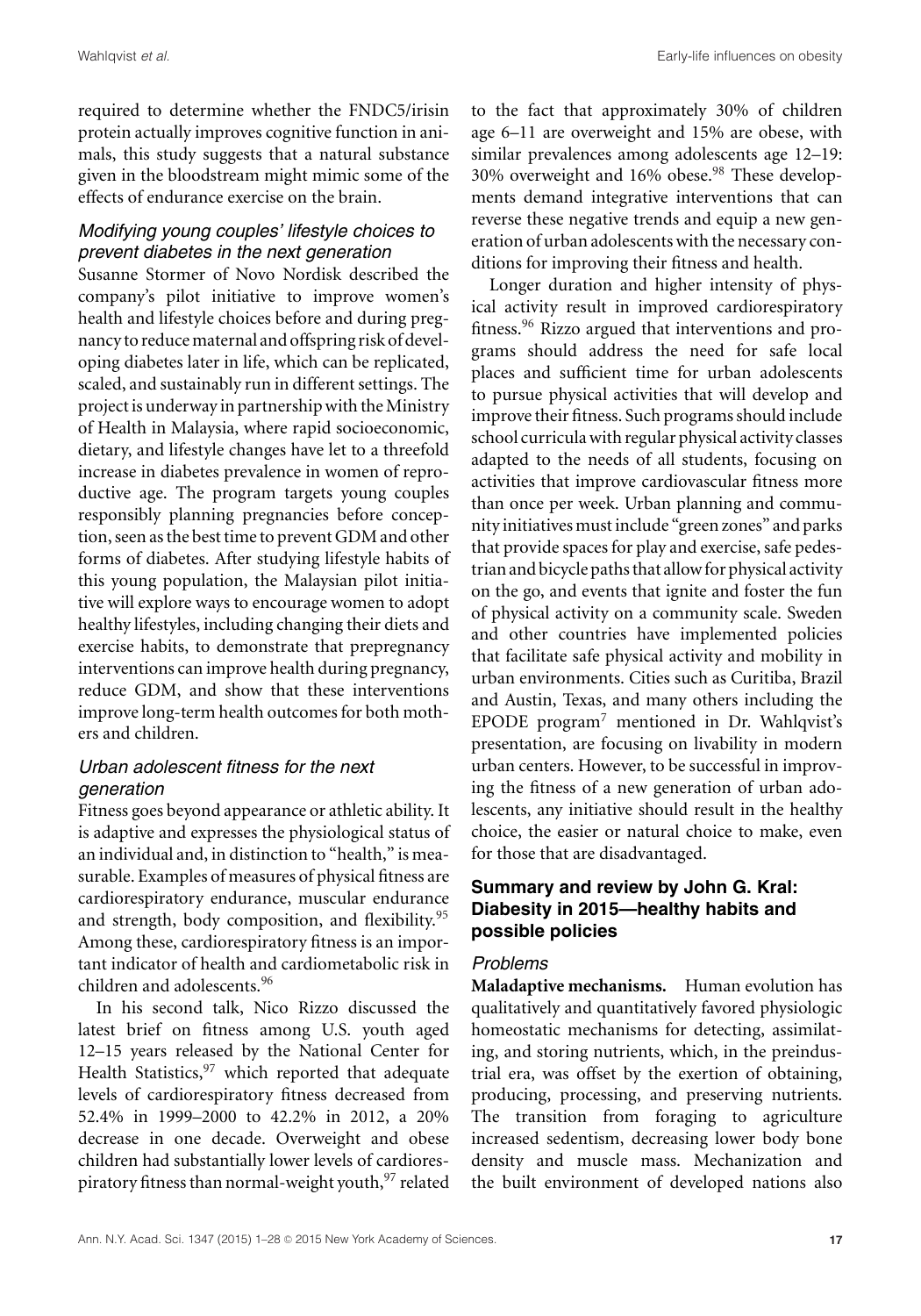required to determine whether the FNDC5/irisin protein actually improves cognitive function in animals, this study suggests that a natural substance given in the bloodstream might mimic some of the effects of endurance exercise on the brain.

### *Modifying young couples' lifestyle choices to prevent diabetes in the next generation*

Susanne Stormer of Novo Nordisk described the company's pilot initiative to improve women's health and lifestyle choices before and during pregnancy to reduce maternal and offspring risk of developing diabetes later in life, which can be replicated, scaled, and sustainably run in different settings. The project is underway in partnership with the Ministry of Health in Malaysia, where rapid socioeconomic, dietary, and lifestyle changes have let to a threefold increase in diabetes prevalence in women of reproductive age. The program targets young couples responsibly planning pregnancies before conception, seen as the best time to prevent GDM and other forms of diabetes. After studying lifestyle habits of this young population, the Malaysian pilot initiative will explore ways to encourage women to adopt healthy lifestyles, including changing their diets and exercise habits, to demonstrate that prepregnancy interventions can improve health during pregnancy, reduce GDM, and show that these interventions improve long-term health outcomes for both mothers and children.

### *Urban adolescent fitness for the next generation*

Fitness goes beyond appearance or athletic ability. It is adaptive and expresses the physiological status of an individual and, in distinction to "health," is measurable. Examples of measures of physical fitness are cardiorespiratory endurance, muscular endurance and strength, body composition, and flexibility.[95] Among these, cardiorespiratory fitness is an important indicator of health and cardiometabolic risk in children and adolescents.[96]

In his second talk, Nico Rizzo discussed the latest brief on fitness among U.S. youth aged 12–15 years released by the National Center for Health Statistics,[97] which reported that adequate levels of cardiorespiratory fitness decreased from 52.4% in 1999–2000 to 42.2% in 2012, a 20% decrease in one decade. Overweight and obese children had substantially lower levels of cardiorespiratory fitness than normal-weight youth,[97] related to the fact that approximately 30% of children age 6–11 are overweight and 15% are obese, with similar prevalences among adolescents age 12–19: 30% overweight and 16% obese.[98] These developments demand integrative interventions that can reverse these negative trends and equip a new generation of urban adolescents with the necessary conditions for improving their fitness and health.

Longer duration and higher intensity of physical activity result in improved cardiorespiratory fitness.[96] Rizzo argued that interventions and programs should address the need for safe local places and sufficient time for urban adolescents to pursue physical activities that will develop and improve their fitness. Such programs should include school curricula with regular physical activity classes adapted to the needs of all students, focusing on activities that improve cardiovascular fitness more than once per week. Urban planning and community initiatives must include "green zones" and parks that provide spaces for play and exercise, safe pedestrian and bicycle paths that allow for physical activity on the go, and events that ignite and foster the fun of physical activity on a community scale. Sweden and other countries have implemented policies that facilitate safe physical activity and mobility in urban environments. Cities such as Curitiba, Brazil and Austin, Texas, and many others including the EPODE program[7] mentioned in Dr. Wahlqvist's presentation, are focusing on livability in modern urban centers. However, to be successful in improving the fitness of a new generation of urban adolescents, any initiative should result in the healthy choice, the easier or natural choice to make, even for those that are disadvantaged.

## Summary and review by John G. Kral: Diabesity in 2015—healthy habits and possible policies

### *Problems*

**Maladaptive mechanisms.** Human evolution has qualitatively and quantitatively favored physiologic homeostatic mechanisms for detecting, assimilating, and storing nutrients, which, in the preindustrial era, was offset by the exertion of obtaining, producing, processing, and preserving nutrients. The transition from foraging to agriculture increased sedentism, decreasing lower body bone density and muscle mass. Mechanization and the built environment of developed nations also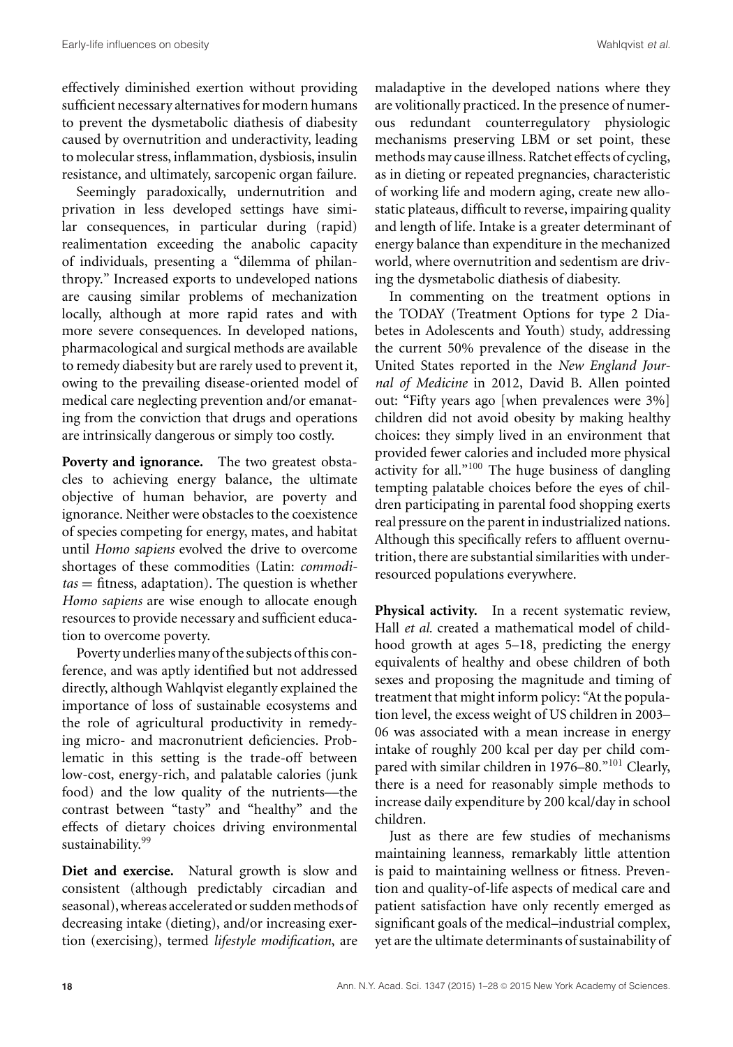effectively diminished exertion without providing sufficient necessary alternatives for modern humans to prevent the dysmetabolic diathesis of diabesity caused by overnutrition and underactivity, leading to molecular stress, inflammation, dysbiosis, insulin resistance, and ultimately, sarcopenic organ failure.

Seemingly paradoxically, undernutrition and privation in less developed settings have similar consequences, in particular during (rapid) realimentation exceeding the anabolic capacity of individuals, presenting a "dilemma of philanthropy." Increased exports to undeveloped nations are causing similar problems of mechanization locally, although at more rapid rates and with more severe consequences. In developed nations, pharmacological and surgical methods are available to remedy diabesity but are rarely used to prevent it, owing to the prevailing disease-oriented model of medical care neglecting prevention and/or emanating from the conviction that drugs and operations are intrinsically dangerous or simply too costly.

**Poverty and ignorance.** The two greatest obstacles to achieving energy balance, the ultimate objective of human behavior, are poverty and ignorance. Neither were obstacles to the coexistence of species competing for energy, mates, and habitat until *Homo sapiens* evolved the drive to overcome shortages of these commodities (Latin: *commoditas* = fitness, adaptation). The question is whether *Homo sapiens* are wise enough to allocate enough resources to provide necessary and sufficient education to overcome poverty.

Poverty underlies many of the subjects of this conference, and was aptly identified but not addressed directly, although Wahlqvist elegantly explained the importance of loss of sustainable ecosystems and the role of agricultural productivity in remedying micro- and macronutrient deficiencies. Problematic in this setting is the trade-off between low-cost, energy-rich, and palatable calories (junk food) and the low quality of the nutrients—the contrast between "tasty" and "healthy" and the effects of dietary choices driving environmental sustainability.[99]

**Diet and exercise.** Natural growth is slow and consistent (although predictably circadian and seasonal), whereas accelerated or sudden methods of decreasing intake (dieting), and/or increasing exertion (exercising), termed *lifestyle modification*, are maladaptive in the developed nations where they are volitionally practiced. In the presence of numerous redundant counterregulatory physiologic mechanisms preserving LBM or set point, these methods may cause illness. Ratchet effects of cycling, as in dieting or repeated pregnancies, characteristic of working life and modern aging, create new allostatic plateaus, difficult to reverse, impairing quality and length of life. Intake is a greater determinant of energy balance than expenditure in the mechanized world, where overnutrition and sedentism are driving the dysmetabolic diathesis of diabesity.

In commenting on the treatment options in the TODAY (Treatment Options for type 2 Diabetes in Adolescents and Youth) study, addressing the current 50% prevalence of the disease in the United States reported in the *New England Journal of Medicine* in 2012, David B. Allen pointed out: "Fifty years ago [when prevalences were 3%] children did not avoid obesity by making healthy choices: they simply lived in an environment that provided fewer calories and included more physical activity for all."[100] The huge business of dangling tempting palatable choices before the eyes of children participating in parental food shopping exerts real pressure on the parent in industrialized nations. Although this specifically refers to affluent overnutrition, there are substantial similarities with underresourced populations everywhere.

**Physical activity.** In a recent systematic review, Hall *et al.* created a mathematical model of childhood growth at ages 5–18, predicting the energy equivalents of healthy and obese children of both sexes and proposing the magnitude and timing of treatment that might inform policy: "At the population level, the excess weight of US children in 2003–06 was associated with a mean increase in energy intake of roughly 200 kcal per day per child compared with similar children in 1976–80."[101] Clearly, there is a need for reasonably simple methods to increase daily expenditure by 200 kcal/day in school children.

Just as there are few studies of mechanisms maintaining leanness, remarkably little attention is paid to maintaining wellness or fitness. Prevention and quality-of-life aspects of medical care and patient satisfaction have only recently emerged as significant goals of the medical–industrial complex, yet are the ultimate determinants of sustainability of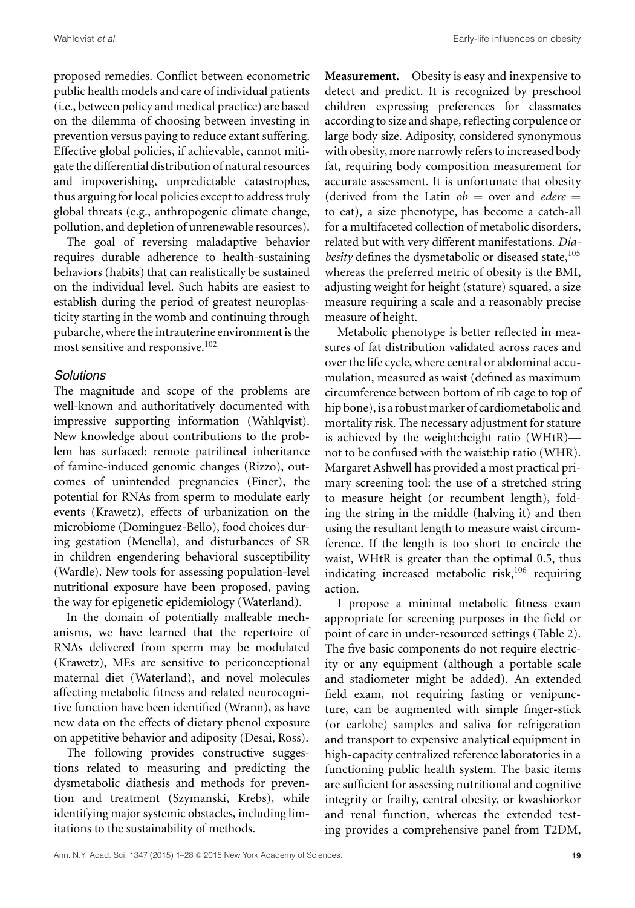proposed remedies. Conflict between econometric public health models and care of individual patients (i.e., between policy and medical practice) are based on the dilemma of choosing between investing in prevention versus paying to reduce extant suffering. Effective global policies, if achievable, cannot mitigate the differential distribution of natural resources and impoverishing, unpredictable catastrophes, thus arguing for local policies except to address truly global threats (e.g., anthropogenic climate change, pollution, and depletion of unrenewable resources).

The goal of reversing maladaptive behavior requires durable adherence to health-sustaining behaviors (habits) that can realistically be sustained on the individual level. Such habits are easiest to establish during the period of greatest neuroplasticity starting in the womb and continuing through pubarche, where the intrauterine environment is the most sensitive and responsive.[102]

### *Solutions*

The magnitude and scope of the problems are well-known and authoritatively documented with impressive supporting information (Wahlqvist). New knowledge about contributions to the problem has surfaced: remote patrilineal inheritance of famine-induced genomic changes (Rizzo), outcomes of unintended pregnancies (Finer), the potential for RNAs from sperm to modulate early events (Krawetz), effects of urbanization on the microbiome (Dominguez-Bello), food choices during gestation (Menella), and disturbances of SR in children engendering behavioral susceptibility (Wardle). New tools for assessing population-level nutritional exposure have been proposed, paving the way for epigenetic epidemiology (Waterland).

In the domain of potentially malleable mechanisms, we have learned that the repertoire of RNAs delivered from sperm may be modulated (Krawetz), MEs are sensitive to periconceptional maternal diet (Waterland), and novel molecules affecting metabolic fitness and related neurocognitive function have been identified (Wrann), as have new data on the effects of dietary phenol exposure on appetitive behavior and adiposity (Desai, Ross).

The following provides constructive suggestions related to measuring and predicting the dysmetabolic diathesis and methods for prevention and treatment (Szymanski, Krebs), while identifying major systemic obstacles, including limitations to the sustainability of methods.

**Measurement.** Obesity is easy and inexpensive to detect and predict. It is recognized by preschool children expressing preferences for classmates according to size and shape, reflecting corpulence or large body size. Adiposity, considered synonymous with obesity, more narrowly refers to increased body fat, requiring body composition measurement for accurate assessment. It is unfortunate that obesity (derived from the Latin *ob* = over and *edere* = to eat), a size phenotype, has become a catch-all for a multifaceted collection of metabolic disorders, related but with very different manifestations. *Diabesity* defines the dysmetabolic or diseased state,[105] whereas the preferred metric of obesity is the BMI, adjusting weight for height (stature) squared, a size measure requiring a scale and a reasonably precise measure of height.

Metabolic phenotype is better reflected in measures of fat distribution validated across races and over the life cycle, where central or abdominal accumulation, measured as waist (defined as maximum circumference between bottom of rib cage to top of hip bone), is a robust marker of cardiometabolic and mortality risk. The necessary adjustment for stature is achieved by the weight:height ratio (WHtR)—not to be confused with the waist:hip ratio (WHR). Margaret Ashwell has provided a most practical primary screening tool: the use of a stretched string to measure height (or recumbent length), folding the string in the middle (halving it) and then using the resultant length to measure waist circumference. If the length is too short to encircle the waist, WHtR is greater than the optimal 0.5, thus indicating increased metabolic risk,[106] requiring action.

I propose a minimal metabolic fitness exam appropriate for screening purposes in the field or point of care in under-resourced settings (Table 2). The five basic components do not require electricity or any equipment (although a portable scale and stadiometer might be added). An extended field exam, not requiring fasting or venipuncture, can be augmented with simple finger-stick (or earlobe) samples and saliva for refrigeration and transport to expensive analytical equipment in high-capacity centralized reference laboratories in a functioning public health system. The basic items are sufficient for assessing nutritional and cognitive integrity or frailty, central obesity, or kwashiorkor and renal function, whereas the extended testing provides a comprehensive panel from T2DM,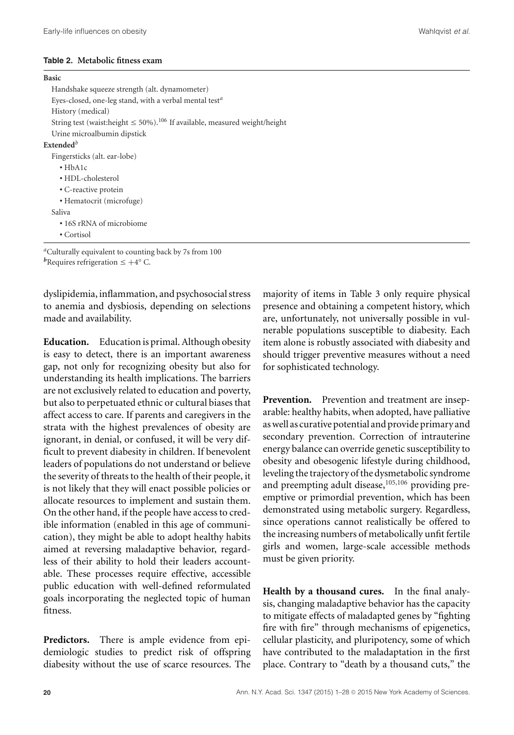**Table 2. Metabolic fitness exam**

| |
|---|
| **Basic** |
| Handshake squeeze strength (alt. dynamometer) |
| Eyes-closed, one-leg stand, with a verbal mental test[a] |
| History (medical) |
| String test (waist:height $\leq$ 50%).[106] If available, measured weight/height |
| Urine microalbumin dipstick |
| **Extended**[b] |
| Fingersticks (alt. ear-lobe) |
| • HbA1c |
| • HDL-cholesterol |
| • C-reactive protein |
| • Hematocrit (microfuge) |
| Saliva |
| • 16S rRNA of microbiome |
| • Cortisol |

[a]Culturally equivalent to counting back by 7s from 100

[b]Requires refrigeration $\leq +4°$ C.

dyslipidemia, inflammation, and psychosocial stress to anemia and dysbiosis, depending on selections made and availability.

**Education.** Education is primal. Although obesity is easy to detect, there is an important awareness gap, not only for recognizing obesity but also for understanding its health implications. The barriers are not exclusively related to education and poverty, but also to perpetuated ethnic or cultural biases that affect access to care. If parents and caregivers in the strata with the highest prevalences of obesity are ignorant, in denial, or confused, it will be very difficult to prevent diabesity in children. If benevolent leaders of populations do not understand or believe the severity of threats to the health of their people, it is not likely that they will enact possible policies or allocate resources to implement and sustain them. On the other hand, if the people have access to credible information (enabled in this age of communication), they might be able to adopt healthy habits aimed at reversing maladaptive behavior, regardless of their ability to hold their leaders accountable. These processes require effective, accessible public education with well-defined reformulated goals incorporating the neglected topic of human fitness.

**Predictors.** There is ample evidence from epidemiologic studies to predict risk of offspring diabesity without the use of scarce resources. The majority of items in Table 3 only require physical presence and obtaining a competent history, which are, unfortunately, not universally possible in vulnerable populations susceptible to diabesity. Each item alone is robustly associated with diabesity and should trigger preventive measures without a need for sophisticated technology.

**Prevention.** Prevention and treatment are inseparable: healthy habits, when adopted, have palliative as well as curative potential and provide primary and secondary prevention. Correction of intrauterine energy balance can override genetic susceptibility to obesity and obesogenic lifestyle during childhood, leveling the trajectory of the dysmetabolic syndrome and preempting adult disease,[105,106] providing preemptive or primordial prevention, which has been demonstrated using metabolic surgery. Regardless, since operations cannot realistically be offered to the increasing numbers of metabolically unfit fertile girls and women, large-scale accessible methods must be given priority.

**Health by a thousand cures.** In the final analysis, changing maladaptive behavior has the capacity to mitigate effects of maladapted genes by "fighting fire with fire" through mechanisms of epigenetics, cellular plasticity, and pluripotency, some of which have contributed to the maladaptation in the first place. Contrary to "death by a thousand cuts," the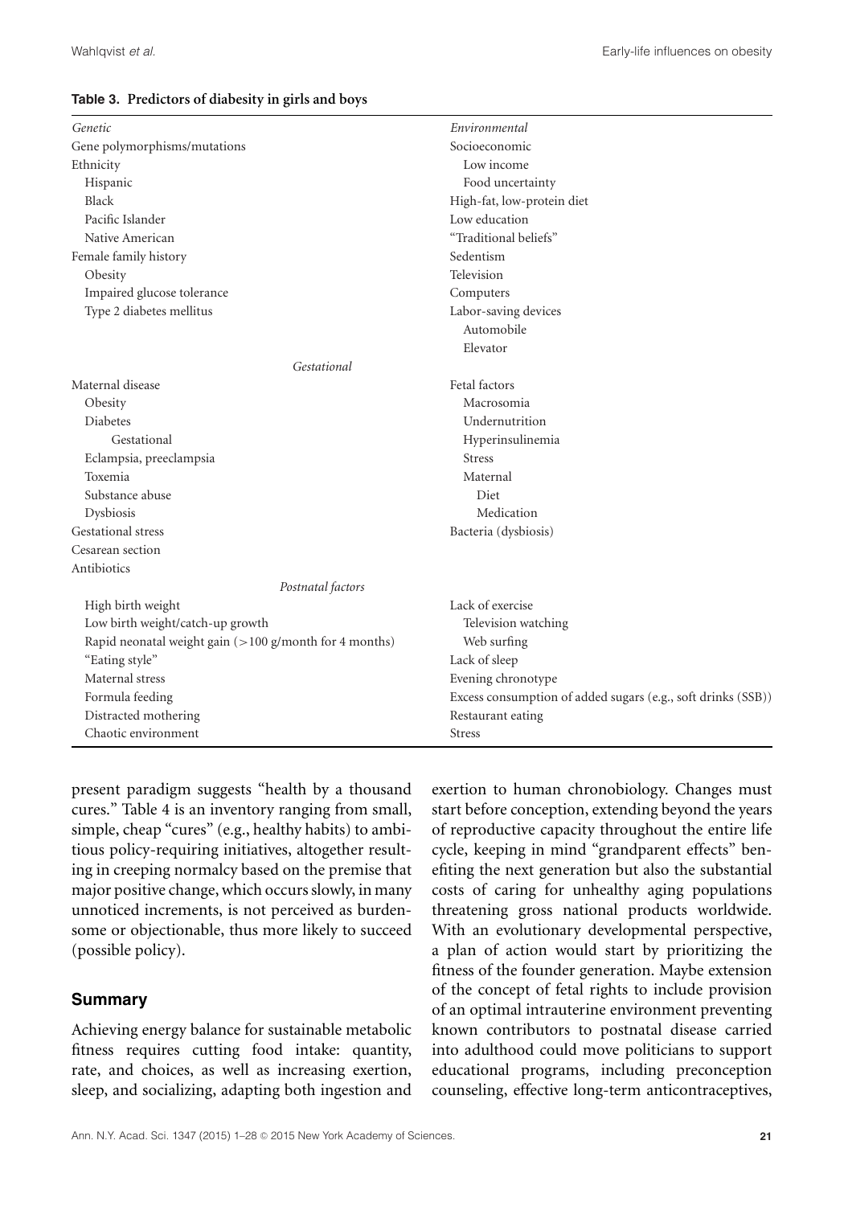**Table 3. Predictors of diabesity in girls and boys**

| *Genetic* | *Environmental* |
|---|---|
| Gene polymorphisms/mutations | Socioeconomic |
| Ethnicity | Low income |
| Hispanic | Food uncertainty |
| Black | High-fat, low-protein diet |
| Pacific Islander | Low education |
| Native American | "Traditional beliefs" |
| Female family history | Sedentism |
| Obesity | Television |
| Impaired glucose tolerance | Computers |
| Type 2 diabetes mellitus | Labor-saving devices |
| | Automobile |
| | Elevator |
| *Gestational* | |
| Maternal disease | Fetal factors |
| Obesity | Macrosomia |
| Diabetes | Undernutrition |
| Gestational | Hyperinsulinemia |
| Eclampsia, preeclampsia | Stress |
| Toxemia | Maternal |
| Substance abuse | Diet |
| Dysbiosis | Medication |
| Gestational stress | Bacteria (dysbiosis) |
| Cesarean section | |
| Antibiotics | |
| *Postnatal factors* | |
| High birth weight | Lack of exercise |
| Low birth weight/catch-up growth | Television watching |
| Rapid neonatal weight gain (>100 g/month for 4 months) | Web surfing |
| "Eating style" | Lack of sleep |
| Maternal stress | Evening chronotype |
| Formula feeding | Excess consumption of added sugars (e.g., soft drinks (SSB)) |
| Distracted mothering | Restaurant eating |
| Chaotic environment | Stress |

present paradigm suggests "health by a thousand cures." Table 4 is an inventory ranging from small, simple, cheap "cures" (e.g., healthy habits) to ambitious policy-requiring initiatives, altogether resulting in creeping normalcy based on the premise that major positive change, which occurs slowly, in many unnoticed increments, is not perceived as burdensome or objectionable, thus more likely to succeed (possible policy).

## Summary

Achieving energy balance for sustainable metabolic fitness requires cutting food intake: quantity, rate, and choices, as well as increasing exertion, sleep, and socializing, adapting both ingestion and exertion to human chronobiology. Changes must start before conception, extending beyond the years of reproductive capacity throughout the entire life cycle, keeping in mind "grandparent effects" benefiting the next generation but also the substantial costs of caring for unhealthy aging populations threatening gross national products worldwide. With an evolutionary developmental perspective, a plan of action would start by prioritizing the fitness of the founder generation. Maybe extension of the concept of fetal rights to include provision of an optimal intrauterine environment preventing known contributors to postnatal disease carried into adulthood could move politicians to support educational programs, including preconception counseling, effective long-term anticontraceptives,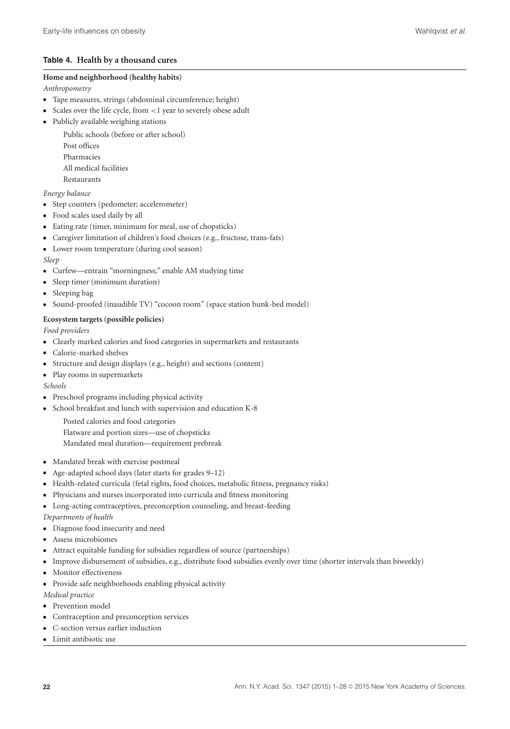**Table 4. Health by a thousand cures**

**Home and neighborhood (healthy habits)**

*Anthropometry*

- Tape measures, strings (abdominal circumference; height)
- Scales over the life cycle, from <1 year to severely obese adult
- Publicly available weighing stations
  - Public schools (before or after school)
  - Post offices
  - Pharmacies
  - All medical facilities
  - Restaurants

*Energy balance*

- Step counters (pedometer; accelerometer)
- Food scales used daily by all
- Eating rate (timer, minimum for meal, use of chopsticks)
- Caregiver limitation of children's food choices (e.g., fructose, trans-fats)
- Lower room temperature (during cool season)

*Sleep*

- Curfew—entrain "morningness;" enable AM studying time
- Sleep timer (minimum duration)
- Sleeping bag
- Sound-proofed (inaudible TV) "cocoon room" (space station bunk-bed model)

**Ecosystem targets (possible policies)**

*Food providers*

- Clearly marked calories and food categories in supermarkets and restaurants
- Calorie-marked shelves
- Structure and design displays (e.g., height) and sections (content)
- Play rooms in supermarkets

*Schools*

- Preschool programs including physical activity
- School breakfast and lunch with supervision and education K-8
  - Posted calories and food categories
  - Flatware and portion sizes—use of chopsticks
  - Mandated meal duration—requirement prebreak
- Mandated break with exercise postmeal
- Age-adapted school days (later starts for grades 9–12)
- Health-related curricula (fetal rights, food choices, metabolic fitness, pregnancy risks)
- Physicians and nurses incorporated into curricula and fitness monitoring
- Long-acting contraceptives, preconception counseling, and breast-feeding

*Departments of health*

- Diagnose food insecurity and need
- Assess microbiomes
- Attract equitable funding for subsidies regardless of source (partnerships)
- Improve disbursement of subsidies, e.g., distribute food subsidies evenly over time (shorter intervals than biweekly)
- Monitor effectiveness
- Provide safe neighborhoods enabling physical activity

*Medical practice*

- Prevention model
- Contraception and preconception services
- C-section versus earlier induction
- Limit antibiotic use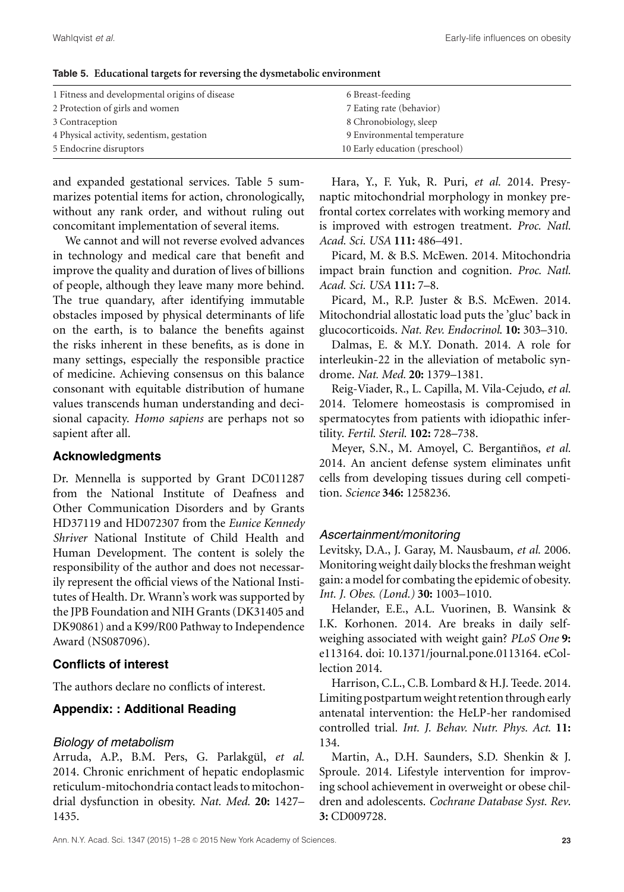**Table 5. Educational targets for reversing the dysmetabolic environment**

| | |
|---|---|
| 1 Fitness and developmental origins of disease | 6 Breast-feeding |
| 2 Protection of girls and women | 7 Eating rate (behavior) |
| 3 Contraception | 8 Chronobiology, sleep |
| 4 Physical activity, sedentism, gestation | 9 Environmental temperature |
| 5 Endocrine disruptors | 10 Early education (preschool) |

and expanded gestational services. Table 5 summarizes potential items for action, chronologically, without any rank order, and without ruling out concomitant implementation of several items.

We cannot and will not reverse evolved advances in technology and medical care that benefit and improve the quality and duration of lives of billions of people, although they leave many more behind. The true quandary, after identifying immutable obstacles imposed by physical determinants of life on the earth, is to balance the benefits against the risks inherent in these benefits, as is done in many settings, especially the responsible practice of medicine. Achieving consensus on this balance consonant with equitable distribution of humane values transcends human understanding and decisional capacity. *Homo sapiens* are perhaps not so sapient after all.

## Acknowledgments

Dr. Mennella is supported by Grant DC011287 from the National Institute of Deafness and Other Communication Disorders and by Grants HD37119 and HD072307 from the *Eunice Kennedy Shriver* National Institute of Child Health and Human Development. The content is solely the responsibility of the author and does not necessarily represent the official views of the National Institutes of Health. Dr. Wrann's work was supported by the JPB Foundation and NIH Grants (DK31405 and DK90861) and a K99/R00 Pathway to Independence Award (NS087096).

## Conflicts of interest

The authors declare no conflicts of interest.

## Appendix: : Additional Reading

### *Biology of metabolism*

Arruda, A.P., B.M. Pers, G. Parlakgül, *et al.* 2014. Chronic enrichment of hepatic endoplasmic reticulum-mitochondria contact leads to mitochondrial dysfunction in obesity. *Nat. Med.* **20:** 1427–1435.

Hara, Y., F. Yuk, R. Puri, *et al.* 2014. Presynaptic mitochondrial morphology in monkey prefrontal cortex correlates with working memory and is improved with estrogen treatment. *Proc. Natl. Acad. Sci. USA* **111:** 486–491.

Picard, M. & B.S. McEwen. 2014. Mitochondria impact brain function and cognition. *Proc. Natl. Acad. Sci. USA* **111:** 7–8.

Picard, M., R.P. Juster & B.S. McEwen. 2014. Mitochondrial allostatic load puts the 'gluc' back in glucocorticoids. *Nat. Rev. Endocrinol.* **10:** 303–310.

Dalmas, E. & M.Y. Donath. 2014. A role for interleukin-22 in the alleviation of metabolic syndrome. *Nat. Med.* **20:** 1379–1381.

Reig-Viader, R., L. Capilla, M. Vila-Cejudo, *et al.* 2014. Telomere homeostasis is compromised in spermatocytes from patients with idiopathic infertility. *Fertil. Steril.* **102:** 728–738.

Meyer, S.N., M. Amoyel, C. Bergantiños, *et al.* 2014. An ancient defense system eliminates unfit cells from developing tissues during cell competition. *Science* **346:** 1258236.

### *Ascertainment/monitoring*

Levitsky, D.A., J. Garay, M. Nausbaum, *et al.* 2006. Monitoring weight daily blocks the freshman weight gain: a model for combating the epidemic of obesity. *Int. J. Obes. (Lond.)* **30:** 1003–1010.

Helander, E.E., A.L. Vuorinen, B. Wansink & I.K. Korhonen. 2014. Are breaks in daily self-weighing associated with weight gain? *PLoS One* **9:** e113164. doi: 10.1371/journal.pone.0113164. eCollection 2014.

Harrison, C.L., C.B. Lombard & H.J. Teede. 2014. Limiting postpartum weight retention through early antenatal intervention: the HeLP-her randomised controlled trial. *Int. J. Behav. Nutr. Phys. Act.* **11:** 134.

Martin, A., D.H. Saunders, S.D. Shenkin & J. Sproule. 2014. Lifestyle intervention for improving school achievement in overweight or obese children and adolescents. *Cochrane Database Syst. Rev.* **3:** CD009728.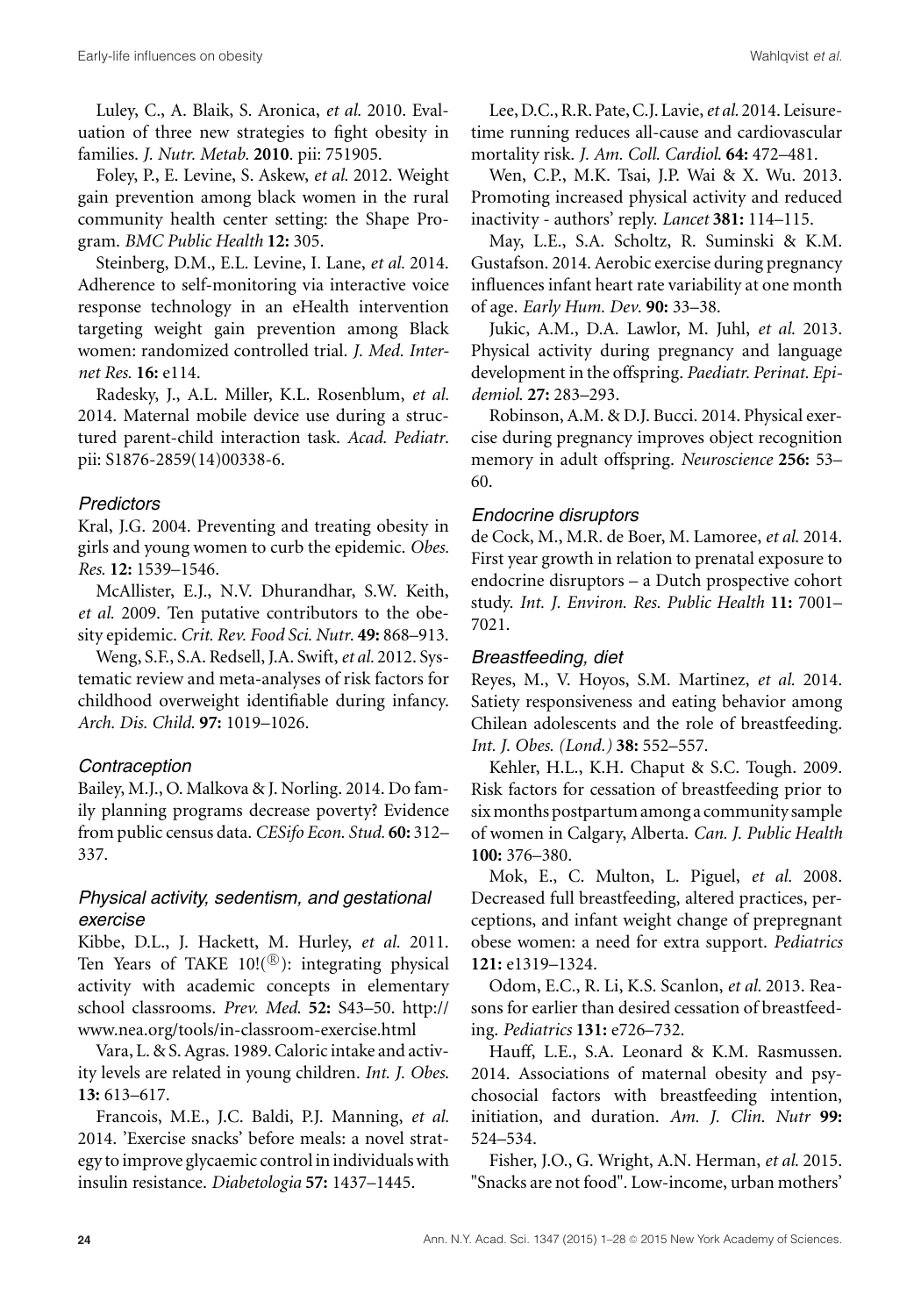Luley, C., A. Blaik, S. Aronica, *et al.* 2010. Evaluation of three new strategies to fight obesity in families. *J. Nutr. Metab.* **2010**. pii: 751905.

Foley, P., E. Levine, S. Askew, *et al.* 2012. Weight gain prevention among black women in the rural community health center setting: the Shape Program. *BMC Public Health* **12:** 305.

Steinberg, D.M., E.L. Levine, I. Lane, *et al.* 2014. Adherence to self-monitoring via interactive voice response technology in an eHealth intervention targeting weight gain prevention among Black women: randomized controlled trial. *J. Med. Internet Res.* **16:** e114.

Radesky, J., A.L. Miller, K.L. Rosenblum, *et al.* 2014. Maternal mobile device use during a structured parent-child interaction task. *Acad. Pediatr.* pii: S1876-2859(14)00338-6.

### *Predictors*

Kral, J.G. 2004. Preventing and treating obesity in girls and young women to curb the epidemic. *Obes. Res.* **12:** 1539–1546.

McAllister, E.J., N.V. Dhurandhar, S.W. Keith, *et al.* 2009. Ten putative contributors to the obesity epidemic. *Crit. Rev. Food Sci. Nutr.* **49:** 868–913.

Weng, S.F., S.A. Redsell, J.A. Swift, *et al.* 2012. Systematic review and meta-analyses of risk factors for childhood overweight identifiable during infancy. *Arch. Dis. Child.* **97:** 1019–1026.

### *Contraception*

Bailey, M.J., O. Malkova & J. Norling. 2014. Do family planning programs decrease poverty? Evidence from public census data. *CESifo Econ. Stud.* **60:** 312–337.

### *Physical activity, sedentism, and gestational exercise*

Kibbe, D.L., J. Hackett, M. Hurley, *et al.* 2011. Ten Years of TAKE 10!(®): integrating physical activity with academic concepts in elementary school classrooms. *Prev. Med.* **52:** S43–50. http://www.nea.org/tools/in-classroom-exercise.html

Vara, L. & S. Agras. 1989. Caloric intake and activity levels are related in young children. *Int. J. Obes.* **13:** 613–617.

Francois, M.E., J.C. Baldi, P.J. Manning, *et al.* 2014. 'Exercise snacks' before meals: a novel strategy to improve glycaemic control in individuals with insulin resistance. *Diabetologia* **57:** 1437–1445.

Lee, D.C., R.R. Pate, C.J. Lavie, *et al.* 2014. Leisure-time running reduces all-cause and cardiovascular mortality risk. *J. Am. Coll. Cardiol.* **64:** 472–481.

Wen, C.P., M.K. Tsai, J.P. Wai & X. Wu. 2013. Promoting increased physical activity and reduced inactivity - authors' reply. *Lancet* **381:** 114–115.

May, L.E., S.A. Scholtz, R. Suminski & K.M. Gustafson. 2014. Aerobic exercise during pregnancy influences infant heart rate variability at one month of age. *Early Hum. Dev.* **90:** 33–38.

Jukic, A.M., D.A. Lawlor, M. Juhl, *et al.* 2013. Physical activity during pregnancy and language development in the offspring. *Paediatr. Perinat. Epidemiol.* **27:** 283–293.

Robinson, A.M. & D.J. Bucci. 2014. Physical exercise during pregnancy improves object recognition memory in adult offspring. *Neuroscience* **256:** 53–60.

### *Endocrine disruptors*

de Cock, M., M.R. de Boer, M. Lamoree, *et al.* 2014. First year growth in relation to prenatal exposure to endocrine disruptors – a Dutch prospective cohort study. *Int. J. Environ. Res. Public Health* **11:** 7001–7021.

### *Breastfeeding, diet*

Reyes, M., V. Hoyos, S.M. Martinez, *et al.* 2014. Satiety responsiveness and eating behavior among Chilean adolescents and the role of breastfeeding. *Int. J. Obes. (Lond.)* **38:** 552–557.

Kehler, H.L., K.H. Chaput & S.C. Tough. 2009. Risk factors for cessation of breastfeeding prior to six months postpartum among a community sample of women in Calgary, Alberta. *Can. J. Public Health* **100:** 376–380.

Mok, E., C. Multon, L. Piguel, *et al.* 2008. Decreased full breastfeeding, altered practices, perceptions, and infant weight change of prepregnant obese women: a need for extra support. *Pediatrics* **121:** e1319–1324.

Odom, E.C., R. Li, K.S. Scanlon, *et al.* 2013. Reasons for earlier than desired cessation of breastfeeding. *Pediatrics* **131:** e726–732.

Hauff, L.E., S.A. Leonard & K.M. Rasmussen. 2014. Associations of maternal obesity and psychosocial factors with breastfeeding intention, initiation, and duration. *Am. J. Clin. Nutr* **99:** 524–534.

Fisher, J.O., G. Wright, A.N. Herman, *et al.* 2015. "Snacks are not food". Low-income, urban mothers'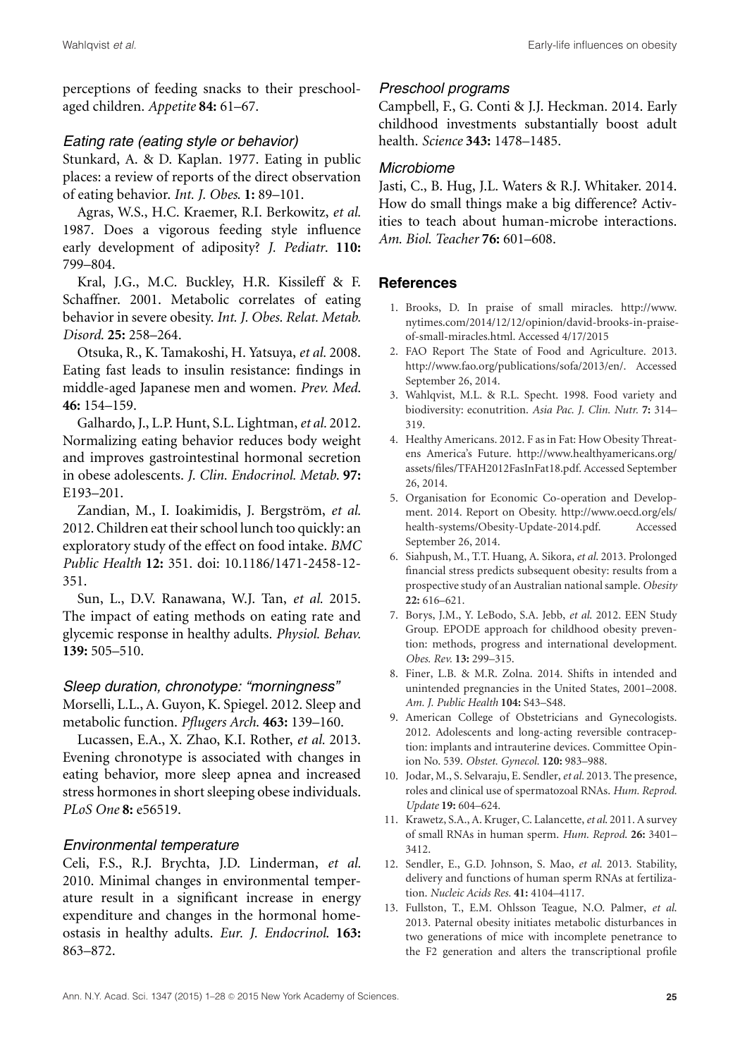perceptions of feeding snacks to their preschool-aged children. *Appetite* **84:** 61–67.

### *Eating rate (eating style or behavior)*

Stunkard, A. & D. Kaplan. 1977. Eating in public places: a review of reports of the direct observation of eating behavior. *Int. J. Obes.* **1:** 89–101.

Agras, W.S., H.C. Kraemer, R.I. Berkowitz, *et al.* 1987. Does a vigorous feeding style influence early development of adiposity? *J. Pediatr.* **110:** 799–804.

Kral, J.G., M.C. Buckley, H.R. Kissileff & F. Schaffner. 2001. Metabolic correlates of eating behavior in severe obesity. *Int. J. Obes. Relat. Metab. Disord.* **25:** 258–264.

Otsuka, R., K. Tamakoshi, H. Yatsuya, *et al.* 2008. Eating fast leads to insulin resistance: findings in middle-aged Japanese men and women. *Prev. Med.* **46:** 154–159.

Galhardo, J., L.P. Hunt, S.L. Lightman, *et al.* 2012. Normalizing eating behavior reduces body weight and improves gastrointestinal hormonal secretion in obese adolescents. *J. Clin. Endocrinol. Metab.* **97:** E193–201.

Zandian, M., I. Ioakimidis, J. Bergström, *et al.* 2012. Children eat their school lunch too quickly: an exploratory study of the effect on food intake. *BMC Public Health* **12:** 351. doi: 10.1186/1471-2458-12-351.

Sun, L., D.V. Ranawana, W.J. Tan, *et al.* 2015. The impact of eating methods on eating rate and glycemic response in healthy adults. *Physiol. Behav.* **139:** 505–510.

### *Sleep duration, chronotype: "morningness"*

Morselli, L.L., A. Guyon, K. Spiegel. 2012. Sleep and metabolic function. *Pflugers Arch.* **463:** 139–160.

Lucassen, E.A., X. Zhao, K.I. Rother, *et al.* 2013. Evening chronotype is associated with changes in eating behavior, more sleep apnea and increased stress hormones in short sleeping obese individuals. *PLoS One* **8:** e56519.

### *Environmental temperature*

Celi, F.S., R.J. Brychta, J.D. Linderman, *et al.* 2010. Minimal changes in environmental temperature result in a significant increase in energy expenditure and changes in the hormonal homeostasis in healthy adults. *Eur. J. Endocrinol.* **163:** 863–872.

### *Preschool programs*

Campbell, F., G. Conti & J.J. Heckman. 2014. Early childhood investments substantially boost adult health. *Science* **343:** 1478–1485.

### *Microbiome*

Jasti, C., B. Hug, J.L. Waters & R.J. Whitaker. 2014. How do small things make a big difference? Activities to teach about human-microbe interactions. *Am. Biol. Teacher* **76:** 601–608.

## References

1. Brooks, D. In praise of small miracles. http://www.nytimes.com/2014/12/12/opinion/david-brooks-in-praise-of-small-miracles.html. Accessed 4/17/2015
2. FAO Report The State of Food and Agriculture. 2013. http://www.fao.org/publications/sofa/2013/en/. Accessed September 26, 2014.
3. Wahlqvist, M.L. & R.L. Specht. 1998. Food variety and biodiversity: econutrition. *Asia Pac. J. Clin. Nutr.* **7:** 314–319.
4. Healthy Americans. 2012. F as in Fat: How Obesity Threatens America's Future. http://www.healthyamericans.org/assets/files/TFAH2012FasInFat18.pdf. Accessed September 26, 2014.
5. Organisation for Economic Co-operation and Development. 2014. Report on Obesity. http://www.oecd.org/els/health-systems/Obesity-Update-2014.pdf. Accessed September 26, 2014.
6. Siahpush, M., T.T. Huang, A. Sikora, *et al.* 2013. Prolonged financial stress predicts subsequent obesity: results from a prospective study of an Australian national sample. *Obesity* **22:** 616–621.
7. Borys, J.M., Y. LeBodo, S.A. Jebb, *et al.* 2012. EEN Study Group. EPODE approach for childhood obesity prevention: methods, progress and international development. *Obes. Rev.* **13:** 299–315.
8. Finer, L.B. & M.R. Zolna. 2014. Shifts in intended and unintended pregnancies in the United States, 2001–2008. *Am. J. Public Health* **104:** S43–S48.
9. American College of Obstetricians and Gynecologists. 2012. Adolescents and long-acting reversible contraception: implants and intrauterine devices. Committee Opinion No. 539. *Obstet. Gynecol.* **120:** 983–988.
10. Jodar, M., S. Selvaraju, E. Sendler, *et al.* 2013. The presence, roles and clinical use of spermatozoal RNAs. *Hum. Reprod. Update* **19:** 604–624.
11. Krawetz, S.A., A. Kruger, C. Lalancette, *et al.* 2011. A survey of small RNAs in human sperm. *Hum. Reprod.* **26:** 3401–3412.
12. Sendler, E., G.D. Johnson, S. Mao, *et al.* 2013. Stability, delivery and functions of human sperm RNAs at fertilization. *Nucleic Acids Res.* **41:** 4104–4117.
13. Fullston, T., E.M. Ohlsson Teague, N.O. Palmer, *et al.* 2013. Paternal obesity initiates metabolic disturbances in two generations of mice with incomplete penetrance to the F2 generation and alters the transcriptional profile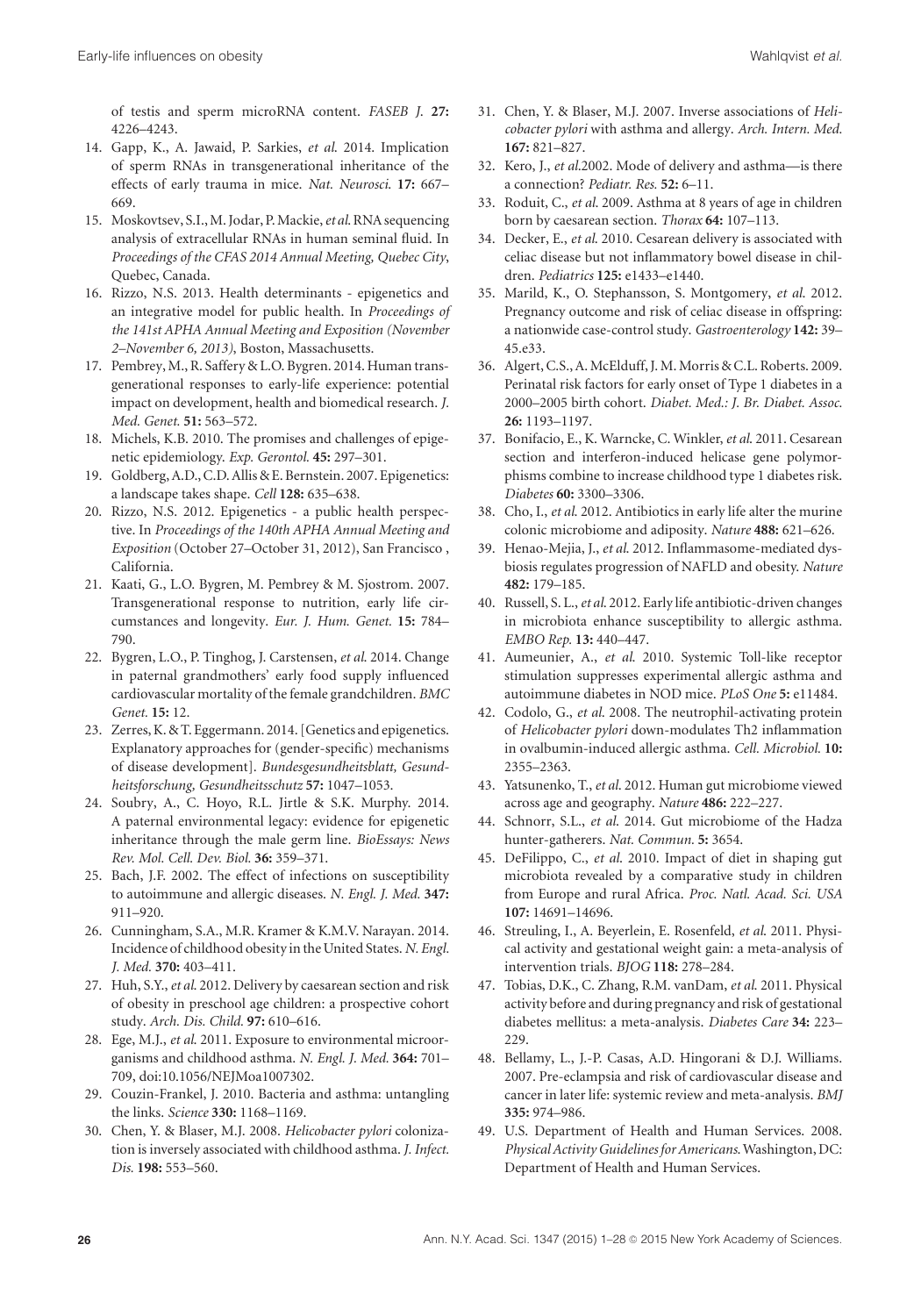of testis and sperm microRNA content. *FASEB J.* **27:** 4226–4243.

14. Gapp, K., A. Jawaid, P. Sarkies, *et al.* 2014. Implication of sperm RNAs in transgenerational inheritance of the effects of early trauma in mice. *Nat. Neurosci.* **17:** 667–669.
15. Moskovtsev, S.I., M. Jodar, P. Mackie, *et al.* RNA sequencing analysis of extracellular RNAs in human seminal fluid. In *Proceedings of the CFAS 2014 Annual Meeting, Quebec City*, Quebec, Canada.
16. Rizzo, N.S. 2013. Health determinants - epigenetics and an integrative model for public health. In *Proceedings of the 141st APHA Annual Meeting and Exposition (November 2–November 6, 2013)*, Boston, Massachusetts.
17. Pembrey, M., R. Saffery & L.O. Bygren. 2014. Human transgenerational responses to early-life experience: potential impact on development, health and biomedical research. *J. Med. Genet.* **51:** 563–572.
18. Michels, K.B. 2010. The promises and challenges of epigenetic epidemiology. *Exp. Gerontol.* **45:** 297–301.
19. Goldberg, A.D., C.D. Allis & E. Bernstein. 2007. Epigenetics: a landscape takes shape. *Cell* **128:** 635–638.
20. Rizzo, N.S. 2012. Epigenetics - a public health perspective. In *Proceedings of the 140th APHA Annual Meeting and Exposition* (October 27–October 31, 2012), San Francisco , California.
21. Kaati, G., L.O. Bygren, M. Pembrey & M. Sjostrom. 2007. Transgenerational response to nutrition, early life circumstances and longevity. *Eur. J. Hum. Genet.* **15:** 784–790.
22. Bygren, L.O., P. Tinghog, J. Carstensen, *et al.* 2014. Change in paternal grandmothers' early food supply influenced cardiovascular mortality of the female grandchildren. *BMC Genet.* **15:** 12.
23. Zerres, K. & T. Eggermann. 2014. [Genetics and epigenetics. Explanatory approaches for (gender-specific) mechanisms of disease development]. *Bundesgesundheitsblatt, Gesundheitsforschung, Gesundheitsschutz* **57:** 1047–1053.
24. Soubry, A., C. Hoyo, R.L. Jirtle & S.K. Murphy. 2014. A paternal environmental legacy: evidence for epigenetic inheritance through the male germ line. *BioEssays: News Rev. Mol. Cell. Dev. Biol.* **36:** 359–371.
25. Bach, J.F. 2002. The effect of infections on susceptibility to autoimmune and allergic diseases. *N. Engl. J. Med.* **347:** 911–920.
26. Cunningham, S.A., M.R. Kramer & K.M.V. Narayan. 2014. Incidence of childhood obesity in the United States. *N. Engl. J. Med.* **370:** 403–411.
27. Huh, S.Y., *et al.* 2012. Delivery by caesarean section and risk of obesity in preschool age children: a prospective cohort study. *Arch. Dis. Child.* **97:** 610–616.
28. Ege, M.J., *et al.* 2011. Exposure to environmental microorganisms and childhood asthma. *N. Engl. J. Med.* **364:** 701–709, doi:10.1056/NEJMoa1007302.
29. Couzin-Frankel, J. 2010. Bacteria and asthma: untangling the links. *Science* **330:** 1168–1169.
30. Chen, Y. & Blaser, M.J. 2008. *Helicobacter pylori* colonization is inversely associated with childhood asthma. *J. Infect. Dis.* **198:** 553–560.
31. Chen, Y. & Blaser, M.J. 2007. Inverse associations of *Helicobacter pylori* with asthma and allergy. *Arch. Intern. Med.* **167:** 821–827.
32. Kero, J., *et al.*2002. Mode of delivery and asthma—is there a connection? *Pediatr. Res.* **52:** 6–11.
33. Roduit, C., *et al.* 2009. Asthma at 8 years of age in children born by caesarean section. *Thorax* **64:** 107–113.
34. Decker, E., *et al.* 2010. Cesarean delivery is associated with celiac disease but not inflammatory bowel disease in children. *Pediatrics* **125:** e1433–e1440.
35. Marild, K., O. Stephansson, S. Montgomery, *et al.* 2012. Pregnancy outcome and risk of celiac disease in offspring: a nationwide case-control study. *Gastroenterology* **142:** 39–45.e33.
36. Algert, C.S., A. McElduff, J. M. Morris & C.L. Roberts. 2009. Perinatal risk factors for early onset of Type 1 diabetes in a 2000–2005 birth cohort. *Diabet. Med.: J. Br. Diabet. Assoc.* **26:** 1193–1197.
37. Bonifacio, E., K. Warncke, C. Winkler, *et al.* 2011. Cesarean section and interferon-induced helicase gene polymorphisms combine to increase childhood type 1 diabetes risk. *Diabetes* **60:** 3300–3306.
38. Cho, I., *et al.* 2012. Antibiotics in early life alter the murine colonic microbiome and adiposity. *Nature* **488:** 621–626.
39. Henao-Mejia, J., *et al.* 2012. Inflammasome-mediated dysbiosis regulates progression of NAFLD and obesity. *Nature* **482:** 179–185.
40. Russell, S. L., *et al.* 2012. Early life antibiotic-driven changes in microbiota enhance susceptibility to allergic asthma. *EMBO Rep.* **13:** 440–447.
41. Aumeunier, A., *et al.* 2010. Systemic Toll-like receptor stimulation suppresses experimental allergic asthma and autoimmune diabetes in NOD mice. *PLoS One* **5:** e11484.
42. Codolo, G., *et al.* 2008. The neutrophil-activating protein of *Helicobacter pylori* down-modulates Th2 inflammation in ovalbumin-induced allergic asthma. *Cell. Microbiol.* **10:** 2355–2363.
43. Yatsunenko, T., *et al.* 2012. Human gut microbiome viewed across age and geography. *Nature* **486:** 222–227.
44. Schnorr, S.L., *et al.* 2014. Gut microbiome of the Hadza hunter-gatherers. *Nat. Commun.* **5:** 3654.
45. DeFilippo, C., *et al.* 2010. Impact of diet in shaping gut microbiota revealed by a comparative study in children from Europe and rural Africa. *Proc. Natl. Acad. Sci. USA* **107:** 14691–14696.
46. Streuling, I., A. Beyerlein, E. Rosenfeld, *et al.* 2011. Physical activity and gestational weight gain: a meta-analysis of intervention trials. *BJOG* **118:** 278–284.
47. Tobias, D.K., C. Zhang, R.M. vanDam, *et al.* 2011. Physical activity before and during pregnancy and risk of gestational diabetes mellitus: a meta-analysis. *Diabetes Care* **34:** 223–229.
48. Bellamy, L., J.-P. Casas, A.D. Hingorani & D.J. Williams. 2007. Pre-eclampsia and risk of cardiovascular disease and cancer in later life: systemic review and meta-analysis. *BMJ* **335:** 974–986.
49. U.S. Department of Health and Human Services. 2008. *Physical Activity Guidelines for Americans.* Washington, DC: Department of Health and Human Services.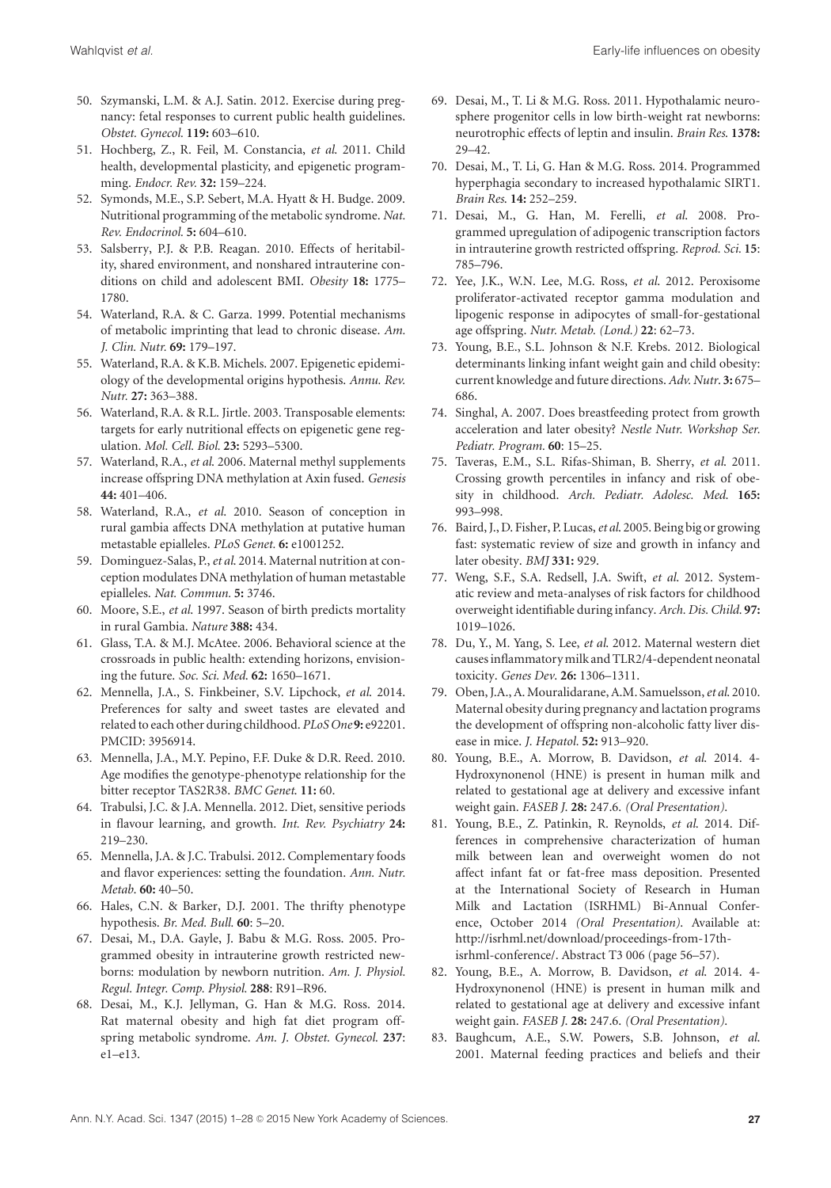50. Szymanski, L.M. & A.J. Satin. 2012. Exercise during pregnancy: fetal responses to current public health guidelines. *Obstet. Gynecol.* **119:** 603–610.
51. Hochberg, Z., R. Feil, M. Constancia, *et al.* 2011. Child health, developmental plasticity, and epigenetic programming. *Endocr. Rev.* **32:** 159–224.
52. Symonds, M.E., S.P. Sebert, M.A. Hyatt & H. Budge. 2009. Nutritional programming of the metabolic syndrome. *Nat. Rev. Endocrinol.* **5:** 604–610.
53. Salsberry, P.J. & P.B. Reagan. 2010. Effects of heritability, shared environment, and nonshared intrauterine conditions on child and adolescent BMI. *Obesity* **18:** 1775–1780.
54. Waterland, R.A. & C. Garza. 1999. Potential mechanisms of metabolic imprinting that lead to chronic disease. *Am. J. Clin. Nutr.* **69:** 179–197.
55. Waterland, R.A. & K.B. Michels. 2007. Epigenetic epidemiology of the developmental origins hypothesis. *Annu. Rev. Nutr.* **27:** 363–388.
56. Waterland, R.A. & R.L. Jirtle. 2003. Transposable elements: targets for early nutritional effects on epigenetic gene regulation. *Mol. Cell. Biol.* **23:** 5293–5300.
57. Waterland, R.A., *et al.* 2006. Maternal methyl supplements increase offspring DNA methylation at Axin fused. *Genesis* **44:** 401–406.
58. Waterland, R.A., *et al.* 2010. Season of conception in rural gambia affects DNA methylation at putative human metastable epialleles. *PLoS Genet.* **6:** e1001252.
59. Dominguez-Salas, P., *et al.* 2014. Maternal nutrition at conception modulates DNA methylation of human metastable epialleles. *Nat. Commun.* **5:** 3746.
60. Moore, S.E., *et al.* 1997. Season of birth predicts mortality in rural Gambia. *Nature* **388:** 434.
61. Glass, T.A. & M.J. McAtee. 2006. Behavioral science at the crossroads in public health: extending horizons, envisioning the future. *Soc. Sci. Med.* **62:** 1650–1671.
62. Mennella, J.A., S. Finkbeiner, S.V. Lipchock, *et al.* 2014. Preferences for salty and sweet tastes are elevated and related to each other during childhood. *PLoS One* **9:** e92201. PMCID: 3956914.
63. Mennella, J.A., M.Y. Pepino, F.F. Duke & D.R. Reed. 2010. Age modifies the genotype-phenotype relationship for the bitter receptor TAS2R38. *BMC Genet.* **11:** 60.
64. Trabulsi, J.C. & J.A. Mennella. 2012. Diet, sensitive periods in flavour learning, and growth. *Int. Rev. Psychiatry* **24:** 219–230.
65. Mennella, J.A. & J.C. Trabulsi. 2012. Complementary foods and flavor experiences: setting the foundation. *Ann. Nutr. Metab.* **60:** 40–50.
66. Hales, C.N. & Barker, D.J. 2001. The thrifty phenotype hypothesis. *Br. Med. Bull.* **60**: 5–20.
67. Desai, M., D.A. Gayle, J. Babu & M.G. Ross. 2005. Programmed obesity in intrauterine growth restricted newborns: modulation by newborn nutrition. *Am. J. Physiol. Regul. Integr. Comp. Physiol.* **288**: R91–R96.
68. Desai, M., K.J. Jellyman, G. Han & M.G. Ross. 2014. Rat maternal obesity and high fat diet program offspring metabolic syndrome. *Am. J. Obstet. Gynecol.* **237**: e1–e13.
69. Desai, M., T. Li & M.G. Ross. 2011. Hypothalamic neurosphere progenitor cells in low birth-weight rat newborns: neurotrophic effects of leptin and insulin. *Brain Res.* **1378:** 29–42.
70. Desai, M., T. Li, G. Han & M.G. Ross. 2014. Programmed hyperphagia secondary to increased hypothalamic SIRT1. *Brain Res.* **14:** 252–259.
71. Desai, M., G. Han, M. Ferelli, *et al.* 2008. Programmed upregulation of adipogenic transcription factors in intrauterine growth restricted offspring. *Reprod. Sci.* **15**: 785–796.
72. Yee, J.K., W.N. Lee, M.G. Ross, *et al.* 2012. Peroxisome proliferator-activated receptor gamma modulation and lipogenic response in adipocytes of small-for-gestational age offspring. *Nutr. Metab. (Lond.)* **22**: 62–73.
73. Young, B.E., S.L. Johnson & N.F. Krebs. 2012. Biological determinants linking infant weight gain and child obesity: current knowledge and future directions. *Adv. Nutr.* **3:** 675–686.
74. Singhal, A. 2007. Does breastfeeding protect from growth acceleration and later obesity? *Nestle Nutr. Workshop Ser. Pediatr. Program.* **60**: 15–25.
75. Taveras, E.M., S.L. Rifas-Shiman, B. Sherry, *et al.* 2011. Crossing growth percentiles in infancy and risk of obesity in childhood. *Arch. Pediatr. Adolesc. Med.* **165:** 993–998.
76. Baird, J., D. Fisher, P. Lucas, *et al.* 2005. Being big or growing fast: systematic review of size and growth in infancy and later obesity. *BMJ* **331:** 929.
77. Weng, S.F., S.A. Redsell, J.A. Swift, *et al.* 2012. Systematic review and meta-analyses of risk factors for childhood overweight identifiable during infancy. *Arch. Dis. Child.* **97:** 1019–1026.
78. Du, Y., M. Yang, S. Lee, *et al.* 2012. Maternal western diet causes inflammatory milk and TLR2/4-dependent neonatal toxicity. *Genes Dev.* **26:** 1306–1311.
79. Oben, J.A., A. Mouralidarane, A.M. Samuelsson, *et al.* 2010. Maternal obesity during pregnancy and lactation programs the development of offspring non-alcoholic fatty liver disease in mice. *J. Hepatol.* **52:** 913–920.
80. Young, B.E., A. Morrow, B. Davidson, *et al.* 2014. 4-Hydroxynonenol (HNE) is present in human milk and related to gestational age at delivery and excessive infant weight gain. *FASEB J.* **28:** 247.6. *(Oral Presentation)*.
81. Young, B.E., Z. Patinkin, R. Reynolds, *et al.* 2014. Differences in comprehensive characterization of human milk between lean and overweight women do not affect infant fat or fat-free mass deposition. Presented at the International Society of Research in Human Milk and Lactation (ISRHML) Bi-Annual Conference, October 2014 *(Oral Presentation)*. Available at: http://isrhml.net/download/proceedings-from-17th-isrhml-conference/. Abstract T3 006 (page 56–57).
82. Young, B.E., A. Morrow, B. Davidson, *et al.* 2014. 4-Hydroxynonenol (HNE) is present in human milk and related to gestational age at delivery and excessive infant weight gain. *FASEB J.* **28:** 247.6. *(Oral Presentation)*.
83. Baughcum, A.E., S.W. Powers, S.B. Johnson, *et al.* 2001. Maternal feeding practices and beliefs and their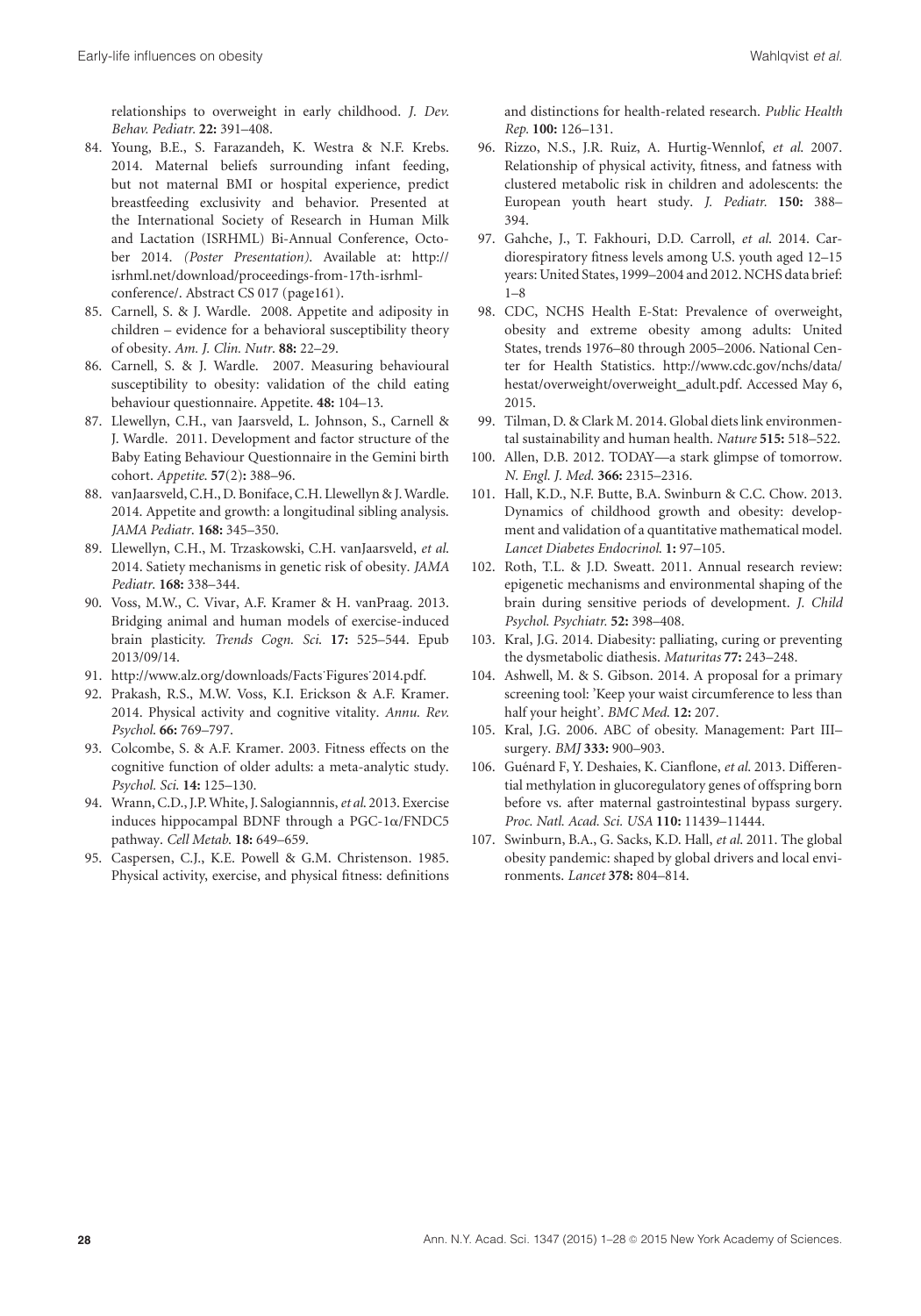relationships to overweight in early childhood. *J. Dev. Behav. Pediatr.* **22:** 391–408.

84. Young, B.E., S. Farazandeh, K. Westra & N.F. Krebs. 2014. Maternal beliefs surrounding infant feeding, but not maternal BMI or hospital experience, predict breastfeeding exclusivity and behavior. Presented at the International Society of Research in Human Milk and Lactation (ISRHML) Bi-Annual Conference, October 2014. *(Poster Presentation)*. Available at: http://isrhml.net/download/proceedings-from-17th-isrhml-conference/. Abstract CS 017 (page161).
85. Carnell, S. & J. Wardle. 2008. Appetite and adiposity in children – evidence for a behavioral susceptibility theory of obesity. *Am. J. Clin. Nutr.* **88:** 22–29.
86. Carnell, S. & J. Wardle. 2007. Measuring behavioural susceptibility to obesity: validation of the child eating behaviour questionnaire. Appetite. **48:** 104–13.
87. Llewellyn, C.H., van Jaarsveld, L. Johnson, S., Carnell & J. Wardle. 2011. Development and factor structure of the Baby Eating Behaviour Questionnaire in the Gemini birth cohort. *Appetite.* **57**(2)**:** 388–96.
88. vanJaarsveld, C.H., D. Boniface, C.H. Llewellyn & J. Wardle. 2014. Appetite and growth: a longitudinal sibling analysis. *JAMA Pediatr*. **168:** 345–350.
89. Llewellyn, C.H., M. Trzaskowski, C.H. vanJaarsveld, *et al.* 2014. Satiety mechanisms in genetic risk of obesity. *JAMA Pediatr.* **168:** 338–344.
90. Voss, M.W., C. Vivar, A.F. Kramer & H. vanPraag. 2013. Bridging animal and human models of exercise-induced brain plasticity. *Trends Cogn. Sci.* **17:** 525–544. Epub 2013/09/14.
91. http://www.alz.org/downloads/Facts˙Figures˙2014.pdf.
92. Prakash, R.S., M.W. Voss, K.I. Erickson & A.F. Kramer. 2014. Physical activity and cognitive vitality. *Annu. Rev. Psychol.* **66:** 769–797.
93. Colcombe, S. & A.F. Kramer. 2003. Fitness effects on the cognitive function of older adults: a meta-analytic study. *Psychol. Sci.* **14:** 125–130.
94. Wrann, C.D., J.P. White, J. Salogiannnis, *et al.* 2013. Exercise induces hippocampal BDNF through a PGC-1α/FNDC5 pathway. *Cell Metab.* **18:** 649–659.
95. Caspersen, C.J., K.E. Powell & G.M. Christenson. 1985. Physical activity, exercise, and physical fitness: definitions and distinctions for health-related research. *Public Health Rep.* **100:** 126–131.
96. Rizzo, N.S., J.R. Ruiz, A. Hurtig-Wennlof, *et al.* 2007. Relationship of physical activity, fitness, and fatness with clustered metabolic risk in children and adolescents: the European youth heart study. *J. Pediatr.* **150:** 388–394.
97. Gahche, J., T. Fakhouri, D.D. Carroll, *et al.* 2014. Cardiorespiratory fitness levels among U.S. youth aged 12–15 years: United States, 1999–2004 and 2012. NCHS data brief: 1–8
98. CDC, NCHS Health E-Stat: Prevalence of overweight, obesity and extreme obesity among adults: United States, trends 1976–80 through 2005–2006. National Center for Health Statistics. http://www.cdc.gov/nchs/data/hestat/overweight/overweight_adult.pdf. Accessed May 6, 2015.
99. Tilman, D. & Clark M. 2014. Global diets link environmental sustainability and human health. *Nature* **515:** 518–522.
100. Allen, D.B. 2012. TODAY—a stark glimpse of tomorrow. *N. Engl. J. Med.* **366:** 2315–2316.
101. Hall, K.D., N.F. Butte, B.A. Swinburn & C.C. Chow. 2013. Dynamics of childhood growth and obesity: development and validation of a quantitative mathematical model. *Lancet Diabetes Endocrinol.* **1:** 97–105.
102. Roth, T.L. & J.D. Sweatt. 2011. Annual research review: epigenetic mechanisms and environmental shaping of the brain during sensitive periods of development. *J. Child Psychol. Psychiatr.* **52:** 398–408.
103. Kral, J.G. 2014. Diabesity: palliating, curing or preventing the dysmetabolic diathesis. *Maturitas* **77:** 243–248.
104. Ashwell, M. & S. Gibson. 2014. A proposal for a primary screening tool: 'Keep your waist circumference to less than half your height'. *BMC Med.* **12:** 207.
105. Kral, J.G. 2006. ABC of obesity. Management: Part III–surgery. *BMJ* **333:** 900–903.
106. Guénard F, Y. Deshaies, K. Cianflone, *et al.* 2013. Differential methylation in glucoregulatory genes of offspring born before vs. after maternal gastrointestinal bypass surgery. *Proc. Natl. Acad. Sci. USA* **110:** 11439–11444.
107. Swinburn, B.A., G. Sacks, K.D. Hall, *et al.* 2011. The global obesity pandemic: shaped by global drivers and local environments. *Lancet* **378:** 804–814.